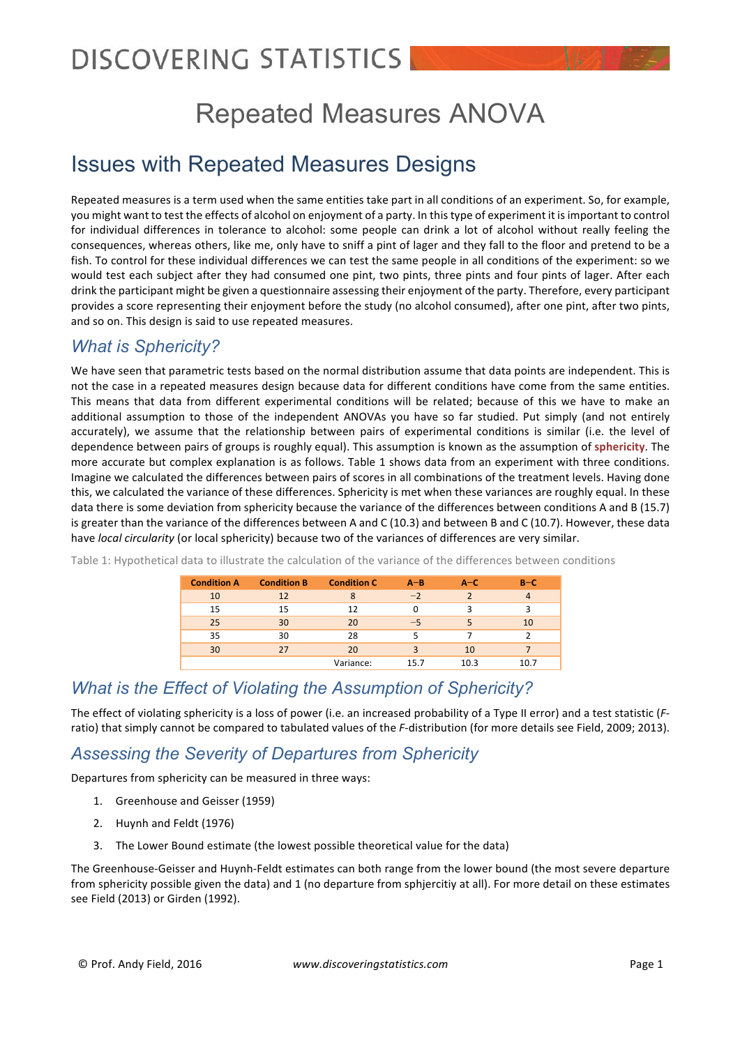# Repeated Measures ANOVA

## Issues with Repeated Measures Designs

Repeated measures is a term used when the same entities take part in all conditions of an experiment. So, for example, you might want to test the effects of alcohol on enjoyment of a party. In this type of experiment it is important to control for individual differences in tolerance to alcohol: some people can drink a lot of alcohol without really feeling the consequences, whereas others, like me, only have to sniff a pint of lager and they fall to the floor and pretend to be a fish. To control for these individual differences we can test the same people in all conditions of the experiment: so we would test each subject after they had consumed one pint, two pints, three pints and four pints of lager. After each drink the participant might be given a questionnaire assessing their enjoyment of the party. Therefore, every participant provides a score representing their enjoyment before the study (no alcohol consumed), after one pint, after two pints, and so on. This design is said to use repeated measures.

### *What is Sphericity?*

We have seen that parametric tests based on the normal distribution assume that data points are independent. This is not the case in a repeated measures design because data for different conditions have come from the same entities. This means that data from different experimental conditions will be related; because of this we have to make an additional assumption to those of the independent ANOVAs you have so far studied. Put simply (and not entirely accurately), we assume that the relationship between pairs of experimental conditions is similar (i.e. the level of dependence between pairs of groups is roughly equal). This assumption is known as the assumption of **sphericity**. The more accurate but complex explanation is as follows. Table 1 shows data from an experiment with three conditions. Imagine we calculated the differences between pairs of scores in all combinations of the treatment levels. Having done this, we calculated the variance of these differences. Sphericity is met when these variances are roughly equal. In these data there is some deviation from sphericity because the variance of the differences between conditions A and B (15.7) is greater than the variance of the differences between A and C (10.3) and between B and C (10.7). However, these data have *local circularity* (or local sphericity) because two of the variances of differences are very similar.

Table 1: Hypothetical data to illustrate the calculation of the variance of the differences between conditions

| Condition A | Condition B | Condition C | A−B | A−C | B−C |
|---|---|---|---|---|---|
| 10 | 12 | 8 | −2 | 2 | 4 |
| 15 | 15 | 12 | 0 | 3 | 3 |
| 25 | 30 | 20 | −5 | 5 | 10 |
| 35 | 30 | 28 | 5 | 7 | 2 |
| 30 | 27 | 20 | 3 | 10 | 7 |
| | | Variance: | 15.7 | 10.3 | 10.7 |

### *What is the Effect of Violating the Assumption of Sphericity?*

The effect of violating sphericity is a loss of power (i.e. an increased probability of a Type II error) and a test statistic (*F*-ratio) that simply cannot be compared to tabulated values of the *F*-distribution (for more details see Field, 2009; 2013).

### *Assessing the Severity of Departures from Sphericity*

Departures from sphericity can be measured in three ways:

1. Greenhouse and Geisser (1959)
2. Huynh and Feldt (1976)
3. The Lower Bound estimate (the lowest possible theoretical value for the data)

The Greenhouse-Geisser and Huynh-Feldt estimates can both range from the lower bound (the most severe departure from sphericity possible given the data) and 1 (no departure from sphjercitiy at all). For more detail on these estimates see Field (2013) or Girden (1992).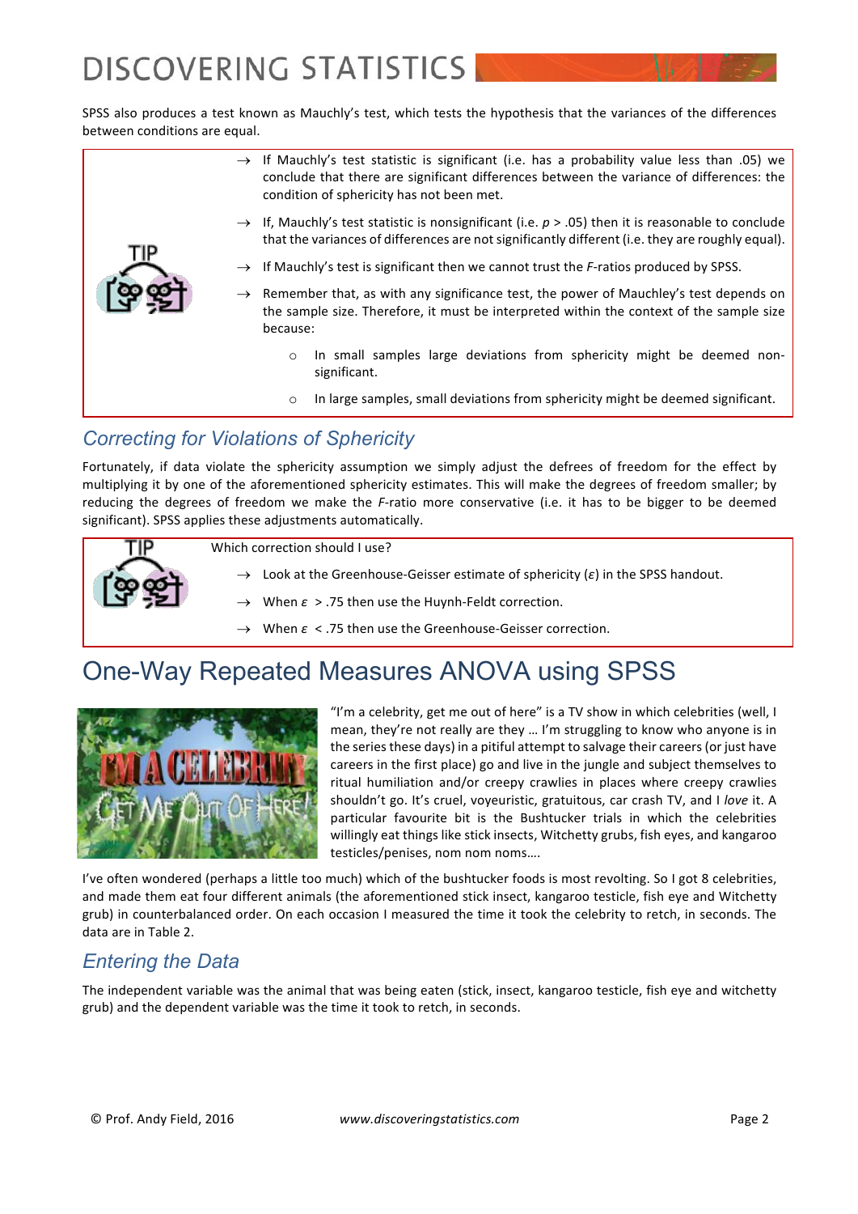SPSS also produces a test known as Mauchly's test, which tests the hypothesis that the variances of the differences between conditions are equal.

> **TIP**
>
> - If Mauchly's test statistic is significant (i.e. has a probability value less than .05) we conclude that there are significant differences between the variance of differences: the condition of sphericity has not been met.
> - If, Mauchly's test statistic is nonsignificant (i.e. $p > .05$) then it is reasonable to conclude that the variances of differences are not significantly different (i.e. they are roughly equal).
> - If Mauchly's test is significant then we cannot trust the *F*-ratios produced by SPSS.
> - Remember that, as with any significance test, the power of Mauchley's test depends on the sample size. Therefore, it must be interpreted within the context of the sample size because:
>   - In small samples large deviations from sphericity might be deemed non-significant.
>   - In large samples, small deviations from sphericity might be deemed significant.

## *Correcting for Violations of Sphericity*

Fortunately, if data violate the sphericity assumption we simply adjust the defrees of freedom for the effect by multiplying it by one of the aforementioned sphericity estimates. This will make the degrees of freedom smaller; by reducing the degrees of freedom we make the *F*-ratio more conservative (i.e. it has to be bigger to be deemed significant). SPSS applies these adjustments automatically.

> **TIP**
>
> Which correction should I use?
>
> - Look at the Greenhouse-Geisser estimate of sphericity ($\varepsilon$) in the SPSS handout.
> - When $\varepsilon > .75$ then use the Huynh-Feldt correction.
> - When $\varepsilon < .75$ then use the Greenhouse-Geisser correction.

# One-Way Repeated Measures ANOVA using SPSS

"I'm a celebrity, get me out of here" is a TV show in which celebrities (well, I mean, they're not really are they … I'm struggling to know who anyone is in the series these days) in a pitiful attempt to salvage their careers (or just have careers in the first place) go and live in the jungle and subject themselves to ritual humiliation and/or creepy crawlies in places where creepy crawlies shouldn't go. It's cruel, voyeuristic, gratuitous, car crash TV, and I *love* it. A particular favourite bit is the Bushtucker trials in which the celebrities willingly eat things like stick insects, Witchetty grubs, fish eyes, and kangaroo testicles/penises, nom nom noms….

I've often wondered (perhaps a little too much) which of the bushtucker foods is most revolting. So I got 8 celebrities, and made them eat four different animals (the aforementioned stick insect, kangaroo testicle, fish eye and Witchetty grub) in counterbalanced order. On each occasion I measured the time it took the celebrity to retch, in seconds. The data are in Table 2.

## *Entering the Data*

The independent variable was the animal that was being eaten (stick, insect, kangaroo testicle, fish eye and witchetty grub) and the dependent variable was the time it took to retch, in seconds.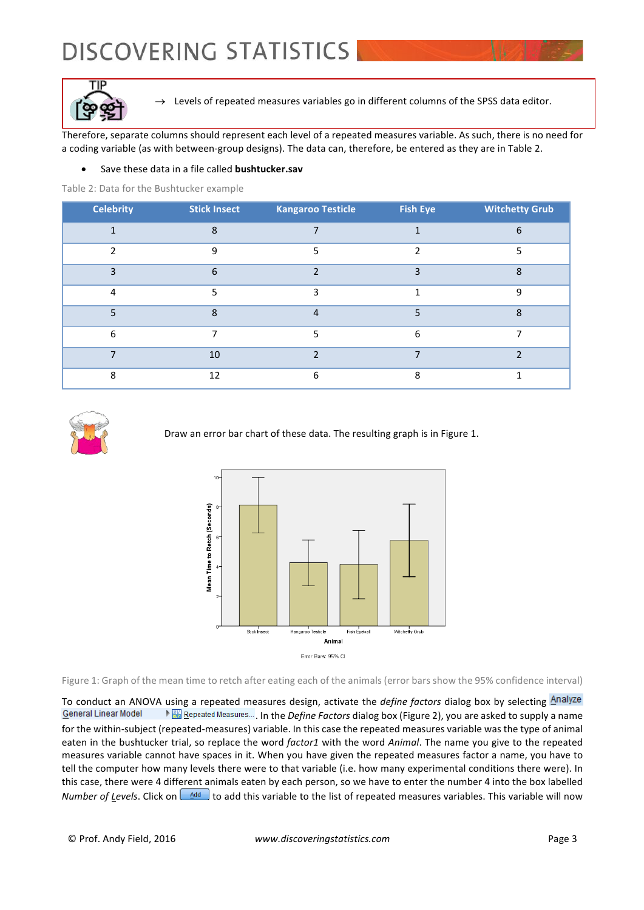→ Levels of repeated measures variables go in different columns of the SPSS data editor.

Therefore, separate columns should represent each level of a repeated measures variable. As such, there is no need for a coding variable (as with between-group designs). The data can, therefore, be entered as they are in Table 2.

- Save these data in a file called **bushtucker.sav**

Table 2: Data for the Bushtucker example

| Celebrity | Stick Insect | Kangaroo Testicle | Fish Eye | Witchetty Grub |
|---|---|---|---|---|
| 1 | 8 | 7 | 1 | 6 |
| 2 | 9 | 5 | 2 | 5 |
| 3 | 6 | 2 | 3 | 8 |
| 4 | 5 | 3 | 1 | 9 |
| 5 | 8 | 4 | 5 | 8 |
| 6 | 7 | 5 | 6 | 7 |
| 7 | 10 | 2 | 7 | 2 |
| 8 | 12 | 6 | 8 | 1 |

Draw an error bar chart of these data. The resulting graph is in Figure 1.

Figure 1: Graph of the mean time to retch after eating each of the animals (error bars show the 95% confidence interval)

To conduct an ANOVA using a repeated measures design, activate the *define factors* dialog box by selecting Analyze General Linear Model ▸ Repeated Measures... . In the *Define Factors* dialog box (Figure 2), you are asked to supply a name for the within-subject (repeated-measures) variable. In this case the repeated measures variable was the type of animal eaten in the bushtucker trial, so replace the word *factor1* with the word *Animal*. The name you give to the repeated measures variable cannot have spaces in it. When you have given the repeated measures factor a name, you have to tell the computer how many levels there were to that variable (i.e. how many experimental conditions there were). In this case, there were 4 different animals eaten by each person, so we have to enter the number 4 into the box labelled *Number of Levels*. Click on Add to add this variable to the list of repeated measures variables. This variable will now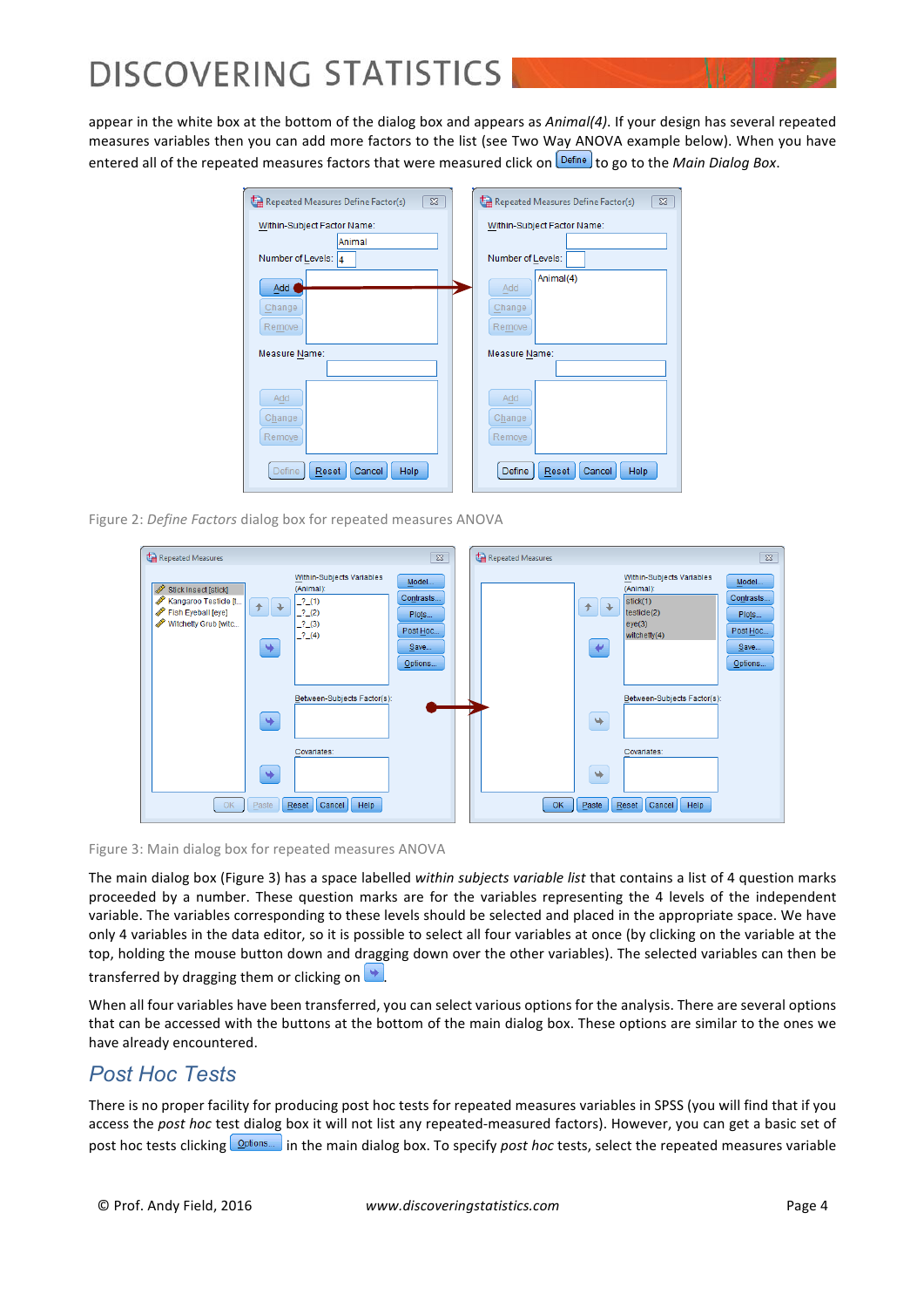appear in the white box at the bottom of the dialog box and appears as *Animal(4)*. If your design has several repeated measures variables then you can add more factors to the list (see Two Way ANOVA example below). When you have entered all of the repeated measures factors that were measured click on Define to go to the *Main Dialog Box*.

Figure 2: *Define Factors* dialog box for repeated measures ANOVA

Figure 3: Main dialog box for repeated measures ANOVA

The main dialog box (Figure 3) has a space labelled *within subjects variable list* that contains a list of 4 question marks proceeded by a number. These question marks are for the variables representing the 4 levels of the independent variable. The variables corresponding to these levels should be selected and placed in the appropriate space. We have only 4 variables in the data editor, so it is possible to select all four variables at once (by clicking on the variable at the top, holding the mouse button down and dragging down over the other variables). The selected variables can then be transferred by dragging them or clicking on .

When all four variables have been transferred, you can select various options for the analysis. There are several options that can be accessed with the buttons at the bottom of the main dialog box. These options are similar to the ones we have already encountered.

## Post Hoc Tests

There is no proper facility for producing post hoc tests for repeated measures variables in SPSS (you will find that if you access the *post hoc* test dialog box it will not list any repeated-measured factors). However, you can get a basic set of post hoc tests clicking Options... in the main dialog box. To specify *post hoc* tests, select the repeated measures variable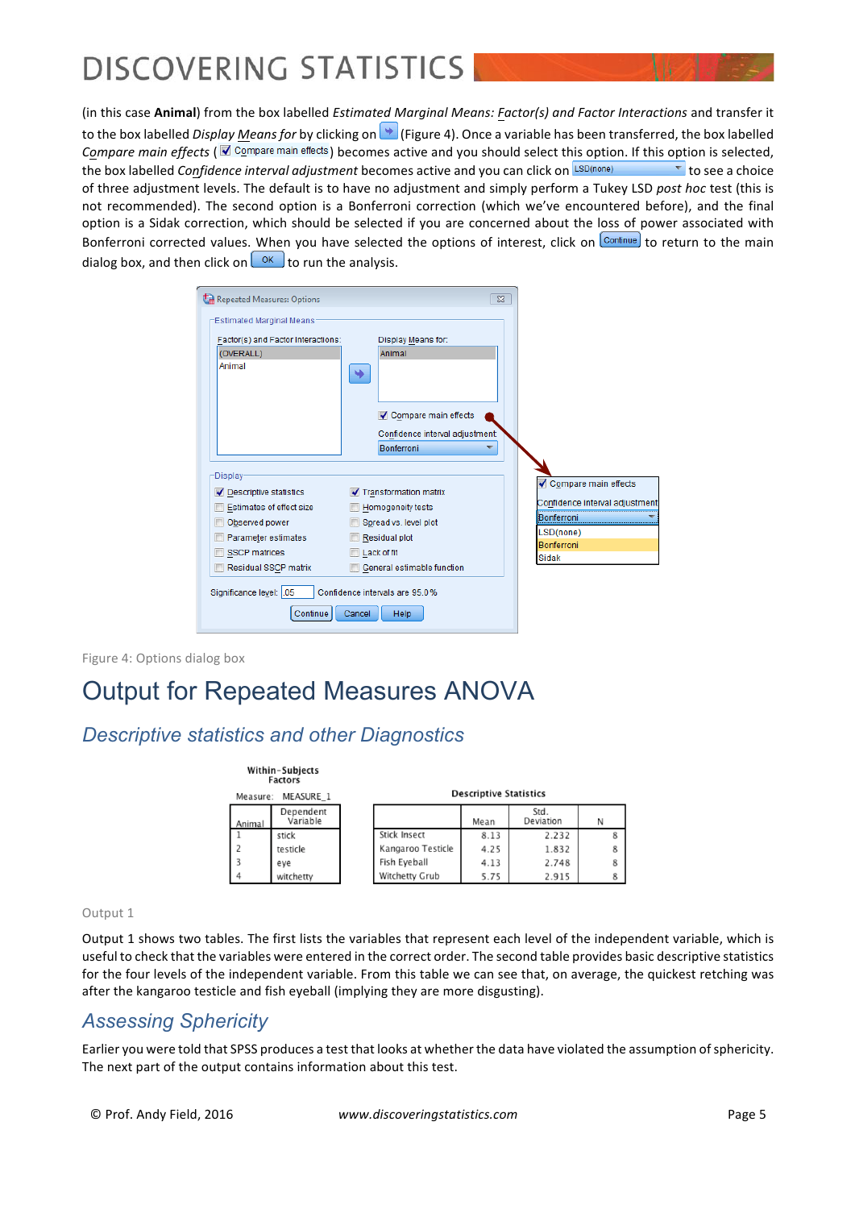(in this case **Animal**) from the box labelled *Estimated Marginal Means: Factor(s) and Factor Interactions* and transfer it to the box labelled *Display Means for* by clicking on (Figure 4). Once a variable has been transferred, the box labelled *Compare main effects* ( Compare main effects) becomes active and you should select this option. If this option is selected, the box labelled *Confidence interval adjustment* becomes active and you can click on LSD(none) to see a choice of three adjustment levels. The default is to have no adjustment and simply perform a Tukey LSD *post hoc* test (this is not recommended). The second option is a Bonferroni correction (which we've encountered before), and the final option is a Sidak correction, which should be selected if you are concerned about the loss of power associated with Bonferroni corrected values. When you have selected the options of interest, click on Continue to return to the main dialog box, and then click on OK to run the analysis.

Figure 4: Options dialog box

# Output for Repeated Measures ANOVA

## Descriptive statistics and other Diagnostics

**Within-Subjects Factors**

Measure: MEASURE_1

| Animal | Dependent Variable |
|---|---|
| 1 | stick |
| 2 | testicle |
| 3 | eye |
| 4 | witchetty |

**Descriptive Statistics**

| | Mean | Std. Deviation | N |
|---|---|---|---|
| Stick Insect | 8.13 | 2.232 | 8 |
| Kangaroo Testicle | 4.25 | 1.832 | 8 |
| Fish Eyeball | 4.13 | 2.748 | 8 |
| Witchetty Grub | 5.75 | 2.915 | 8 |

Output 1

Output 1 shows two tables. The first lists the variables that represent each level of the independent variable, which is useful to check that the variables were entered in the correct order. The second table provides basic descriptive statistics for the four levels of the independent variable. From this table we can see that, on average, the quickest retching was after the kangaroo testicle and fish eyeball (implying they are more disgusting).

## Assessing Sphericity

Earlier you were told that SPSS produces a test that looks at whether the data have violated the assumption of sphericity. The next part of the output contains information about this test.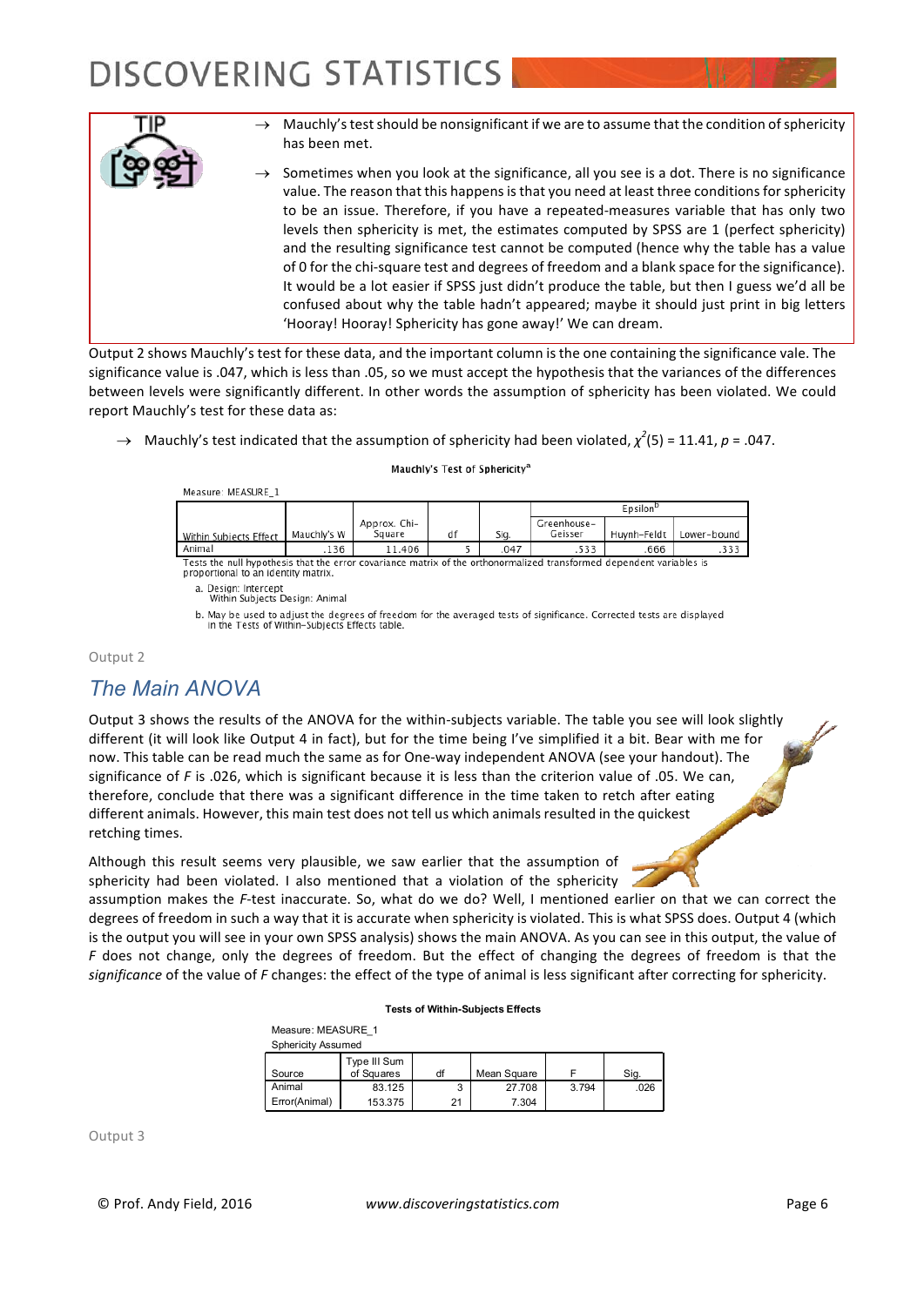**TIP**

- → Mauchly's test should be nonsignificant if we are to assume that the condition of sphericity has been met.
- → Sometimes when you look at the significance, all you see is a dot. There is no significance value. The reason that this happens is that you need at least three conditions for sphericity to be an issue. Therefore, if you have a repeated-measures variable that has only two levels then sphericity is met, the estimates computed by SPSS are 1 (perfect sphericity) and the resulting significance test cannot be computed (hence why the table has a value of 0 for the chi-square test and degrees of freedom and a blank space for the significance). It would be a lot easier if SPSS just didn't produce the table, but then I guess we'd all be confused about why the table hadn't appeared; maybe it should just print in big letters 'Hooray! Hooray! Sphericity has gone away!' We can dream.

Output 2 shows Mauchly's test for these data, and the important column is the one containing the significance vale. The significance value is .047, which is less than .05, so we must accept the hypothesis that the variances of the differences between levels were significantly different. In other words the assumption of sphericity has been violated. We could report Mauchly's test for these data as:

- → Mauchly's test indicated that the assumption of sphericity had been violated, $\chi^2(5) = 11.41$, $p = .047$.

**Mauchly's Test of Sphericity**[a]

Measure: MEASURE_1

| Within Subjects Effect | Mauchly's W | Approx. Chi-Square | df | Sig. | Epsilon[b] Greenhouse-Geisser | Huynh-Feldt | Lower-bound |
|---|---|---|---|---|---|---|---|
| Animal | .136 | 11.406 | 5 | .047 | .533 | .666 | .333 |

Tests the null hypothesis that the error covariance matrix of the orthonormalized transformed dependent variables is proportional to an identity matrix.

a. Design: Intercept
Within Subjects Design: Animal

b. May be used to adjust the degrees of freedom for the averaged tests of significance. Corrected tests are displayed in the Tests of Within-Subjects Effects table.

Output 2

## The Main ANOVA

Output 3 shows the results of the ANOVA for the within-subjects variable. The table you see will look slightly different (it will look like Output 4 in fact), but for the time being I've simplified it a bit. Bear with me for now. This table can be read much the same as for One-way independent ANOVA (see your handout). The significance of *F* is .026, which is significant because it is less than the criterion value of .05. We can, therefore, conclude that there was a significant difference in the time taken to retch after eating different animals. However, this main test does not tell us which animals resulted in the quickest retching times.

Although this result seems very plausible, we saw earlier that the assumption of sphericity had been violated. I also mentioned that a violation of the sphericity assumption makes the *F*-test inaccurate. So, what do we do? Well, I mentioned earlier on that we can correct the degrees of freedom in such a way that it is accurate when sphericity is violated. This is what SPSS does. Output 4 (which is the output you will see in your own SPSS analysis) shows the main ANOVA. As you can see in this output, the value of *F* does not change, only the degrees of freedom. But the effect of changing the degrees of freedom is that the *significance* of the value of *F* changes: the effect of the type of animal is less significant after correcting for sphericity.

**Tests of Within-Subjects Effects**

Measure: MEASURE_1
Sphericity Assumed

| Source | Type III Sum of Squares | df | Mean Square | F | Sig. |
|---|---|---|---|---|---|
| Animal | 83.125 | 3 | 27.708 | 3.794 | .026 |
| Error(Animal) | 153.375 | 21 | 7.304 | | |

Output 3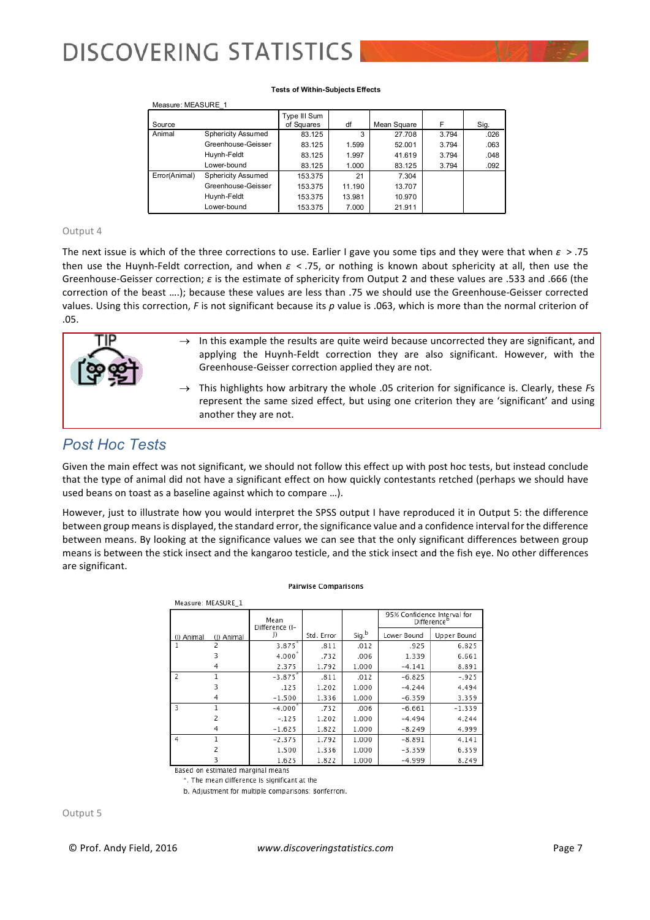**Tests of Within-Subjects Effects**

Measure: MEASURE_1

| Source | | Type III Sum of Squares | df | Mean Square | F | Sig. |
|---|---|---|---|---|---|---|
| Animal | Sphericity Assumed | 83.125 | 3 | 27.708 | 3.794 | .026 |
| | Greenhouse-Geisser | 83.125 | 1.599 | 52.001 | 3.794 | .063 |
| | Huynh-Feldt | 83.125 | 1.997 | 41.619 | 3.794 | .048 |
| | Lower-bound | 83.125 | 1.000 | 83.125 | 3.794 | .092 |
| Error(Animal) | Sphericity Assumed | 153.375 | 21 | 7.304 | | |
| | Greenhouse-Geisser | 153.375 | 11.190 | 13.707 | | |
| | Huynh-Feldt | 153.375 | 13.981 | 10.970 | | |
| | Lower-bound | 153.375 | 7.000 | 21.911 | | |

Output 4

The next issue is which of the three corrections to use. Earlier I gave you some tips and they were that when $\varepsilon$ > .75 then use the Huynh-Feldt correction, and when $\varepsilon$ < .75, or nothing is known about sphericity at all, then use the Greenhouse-Geisser correction; $\varepsilon$ is the estimate of sphericity from Output 2 and these values are .533 and .666 (the correction of the beast ….); because these values are less than .75 we should use the Greenhouse-Geisser corrected values. Using this correction, *F* is not significant because its *p* value is .063, which is more than the normal criterion of .05.

**TIP**

→ In this example the results are quite weird because uncorrected they are significant, and applying the Huynh-Feldt correction they are also significant. However, with the Greenhouse-Geisser correction applied they are not.

→ This highlights how arbitrary the whole .05 criterion for significance is. Clearly, these *F*s represent the same sized effect, but using one criterion they are 'significant' and using another they are not.

## *Post Hoc Tests*

Given the main effect was not significant, we should not follow this effect up with post hoc tests, but instead conclude that the type of animal did not have a significant effect on how quickly contestants retched (perhaps we should have used beans on toast as a baseline against which to compare …).

However, just to illustrate how you would interpret the SPSS output I have reproduced it in Output 5: the difference between group means is displayed, the standard error, the significance value and a confidence interval for the difference between means. By looking at the significance values we can see that the only significant differences between group means is between the stick insect and the kangaroo testicle, and the stick insect and the fish eye. No other differences are significant.

**Pairwise Comparisons**

Measure: MEASURE_1

| (I) Animal | (J) Animal | Mean Difference (I-J) | Std. Error | Sig.[b] | 95% Confidence Interval for Difference[b] Lower Bound | Upper Bound |
|---|---|---|---|---|---|---|
| 1 | 2 | 3.875* | .811 | .012 | .925 | 6.825 |
| | 3 | 4.000* | .732 | .006 | 1.339 | 6.661 |
| | 4 | 2.375 | 1.792 | 1.000 | -4.141 | 8.891 |
| 2 | 1 | -3.875* | .811 | .012 | -6.825 | -.925 |
| | 3 | .125 | 1.202 | 1.000 | -4.244 | 4.494 |
| | 4 | -1.500 | 1.336 | 1.000 | -6.359 | 3.359 |
| 3 | 1 | -4.000* | .732 | .006 | -6.661 | -1.339 |
| | 2 | -.125 | 1.202 | 1.000 | -4.494 | 4.244 |
| | 4 | -1.625 | 1.822 | 1.000 | -8.249 | 4.999 |
| 4 | 1 | -2.375 | 1.792 | 1.000 | -8.891 | 4.141 |
| | 2 | 1.500 | 1.336 | 1.000 | -3.359 | 6.359 |
| | 3 | 1.625 | 1.822 | 1.000 | -4.999 | 8.249 |

Based on estimated marginal means

*. The mean difference is significant at the

b. Adjustment for multiple comparisons: Bonferroni.

Output 5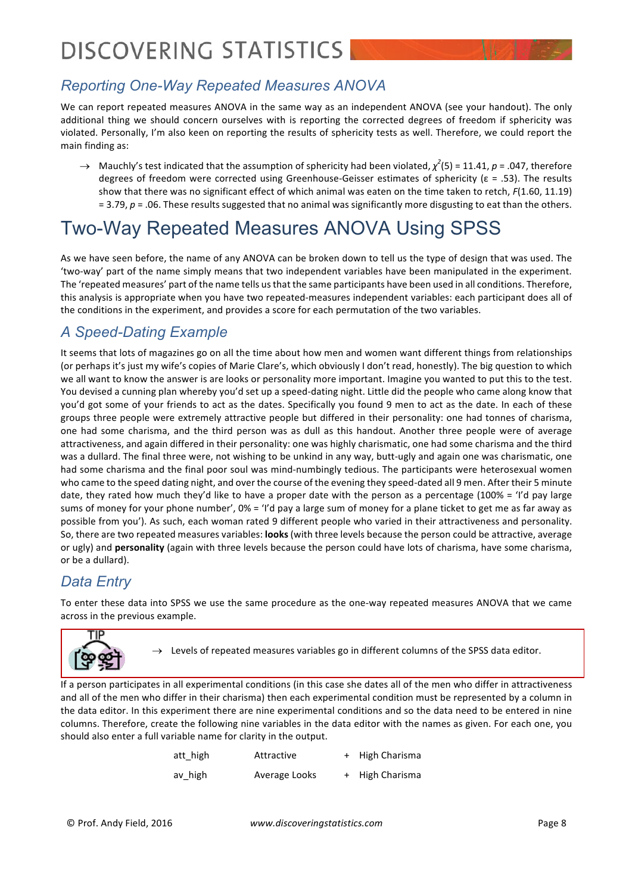## Reporting One-Way Repeated Measures ANOVA

We can report repeated measures ANOVA in the same way as an independent ANOVA (see your handout). The only additional thing we should concern ourselves with is reporting the corrected degrees of freedom if sphericity was violated. Personally, I'm also keen on reporting the results of sphericity tests as well. Therefore, we could report the main finding as:

→ Mauchly's test indicated that the assumption of sphericity had been violated, $\chi^2(5) = 11.41$, $p = .047$, therefore degrees of freedom were corrected using Greenhouse-Geisser estimates of sphericity ($\varepsilon = .53$). The results show that there was no significant effect of which animal was eaten on the time taken to retch, $F(1.60, 11.19) = 3.79$, $p = .06$. These results suggested that no animal was significantly more disgusting to eat than the others.

# Two-Way Repeated Measures ANOVA Using SPSS

As we have seen before, the name of any ANOVA can be broken down to tell us the type of design that was used. The 'two-way' part of the name simply means that two independent variables have been manipulated in the experiment. The 'repeated measures' part of the name tells us that the same participants have been used in all conditions. Therefore, this analysis is appropriate when you have two repeated-measures independent variables: each participant does all of the conditions in the experiment, and provides a score for each permutation of the two variables.

## A Speed-Dating Example

It seems that lots of magazines go on all the time about how men and women want different things from relationships (or perhaps it's just my wife's copies of Marie Clare's, which obviously I don't read, honestly). The big question to which we all want to know the answer is are looks or personality more important. Imagine you wanted to put this to the test. You devised a cunning plan whereby you'd set up a speed-dating night. Little did the people who came along know that you'd got some of your friends to act as the dates. Specifically you found 9 men to act as the date. In each of these groups three people were extremely attractive people but differed in their personality: one had tonnes of charisma, one had some charisma, and the third person was as dull as this handout. Another three people were of average attractiveness, and again differed in their personality: one was highly charismatic, one had some charisma and the third was a dullard. The final three were, not wishing to be unkind in any way, butt-ugly and again one was charismatic, one had some charisma and the final poor soul was mind-numbingly tedious. The participants were heterosexual women who came to the speed dating night, and over the course of the evening they speed-dated all 9 men. After their 5 minute date, they rated how much they'd like to have a proper date with the person as a percentage (100% = 'I'd pay large sums of money for your phone number', 0% = 'I'd pay a large sum of money for a plane ticket to get me as far away as possible from you'). As such, each woman rated 9 different people who varied in their attractiveness and personality. So, there are two repeated measures variables: **looks** (with three levels because the person could be attractive, average or ugly) and **personality** (again with three levels because the person could have lots of charisma, have some charisma, or be a dullard).

## Data Entry

To enter these data into SPSS we use the same procedure as the one-way repeated measures ANOVA that we came across in the previous example.

TIP

→ Levels of repeated measures variables go in different columns of the SPSS data editor.

If a person participates in all experimental conditions (in this case she dates all of the men who differ in attractiveness and all of the men who differ in their charisma) then each experimental condition must be represented by a column in the data editor. In this experiment there are nine experimental conditions and so the data need to be entered in nine columns. Therefore, create the following nine variables in the data editor with the names as given. For each one, you should also enter a full variable name for clarity in the output.

| | | | |
|---|---|---|---|
| att_high | Attractive | + | High Charisma |
| av_high | Average Looks | + | High Charisma |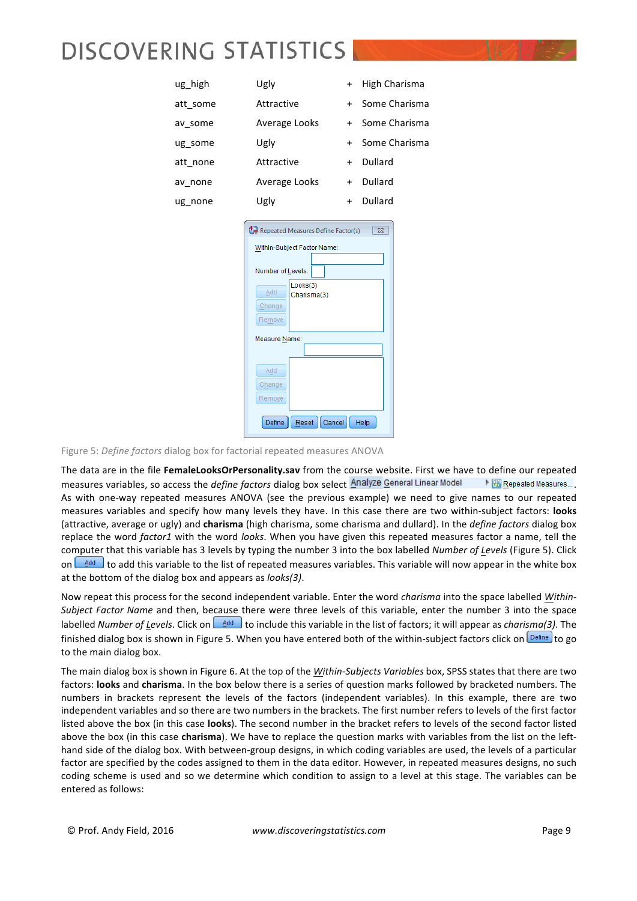| | | | |
|---|---|---|---|
| ug_high | Ugly | + | High Charisma |
| att_some | Attractive | + | Some Charisma |
| av_some | Average Looks | + | Some Charisma |
| ug_some | Ugly | + | Some Charisma |
| att_none | Attractive | + | Dullard |
| av_none | Average Looks | + | Dullard |
| ug_none | Ugly | + | Dullard |

Figure 5: *Define factors* dialog box for factorial repeated measures ANOVA

The data are in the file **FemaleLooksOrPersonality.sav** from the course website. First we have to define our repeated measures variables, so access the *define factors* dialog box select Analyze General Linear Model ▸ Repeated Measures... . As with one-way repeated measures ANOVA (see the previous example) we need to give names to our repeated measures variables and specify how many levels they have. In this case there are two within-subject factors: **looks** (attractive, average or ugly) and **charisma** (high charisma, some charisma and dullard). In the *define factors* dialog box replace the word *factor1* with the word *looks*. When you have given this repeated measures factor a name, tell the computer that this variable has 3 levels by typing the number 3 into the box labelled *Number of Levels* (Figure 5). Click on Add to add this variable to the list of repeated measures variables. This variable will now appear in the white box at the bottom of the dialog box and appears as *looks(3)*.

Now repeat this process for the second independent variable. Enter the word *charisma* into the space labelled *Within-Subject Factor Name* and then, because there were three levels of this variable, enter the number 3 into the space labelled *Number of Levels*. Click on Add to include this variable in the list of factors; it will appear as *charisma(3)*. The finished dialog box is shown in Figure 5. When you have entered both of the within-subject factors click on Define to go to the main dialog box.

The main dialog box is shown in Figure 6. At the top of the *Within-Subjects Variables* box, SPSS states that there are two factors: **looks** and **charisma**. In the box below there is a series of question marks followed by bracketed numbers. The numbers in brackets represent the levels of the factors (independent variables). In this example, there are two independent variables and so there are two numbers in the brackets. The first number refers to levels of the first factor listed above the box (in this case **looks**). The second number in the bracket refers to levels of the second factor listed above the box (in this case **charisma**). We have to replace the question marks with variables from the list on the left-hand side of the dialog box. With between-group designs, in which coding variables are used, the levels of a particular factor are specified by the codes assigned to them in the data editor. However, in repeated measures designs, no such coding scheme is used and so we determine which condition to assign to a level at this stage. The variables can be entered as follows: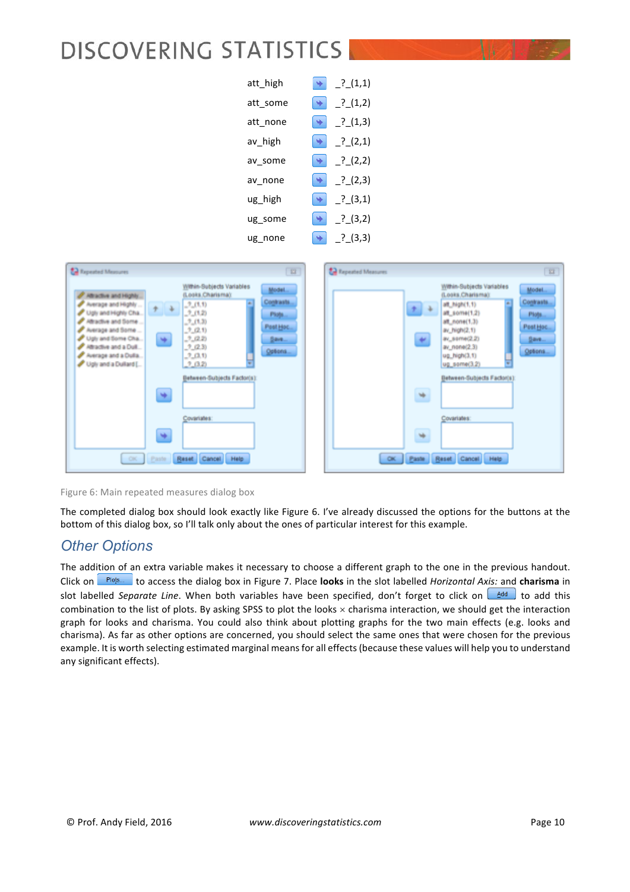| | | |
|---|---|---|
| att_high | ➡ | _?_(1,1) |
| att_some | ➡ | _?_(1,2) |
| att_none | ➡ | _?_(1,3) |
| av_high | ➡ | _?_(2,1) |
| av_some | ➡ | _?_(2,2) |
| av_none | ➡ | _?_(2,3) |
| ug_high | ➡ | _?_(3,1) |
| ug_some | ➡ | _?_(3,2) |
| ug_none | ➡ | _?_(3,3) |

Figure 6: Main repeated measures dialog box

The completed dialog box should look exactly like Figure 6. I've already discussed the options for the buttons at the bottom of this dialog box, so I'll talk only about the ones of particular interest for this example.

## *Other Options*

The addition of an extra variable makes it necessary to choose a different graph to the one in the previous handout. Click on Plots... to access the dialog box in Figure 7. Place **looks** in the slot labelled *Horizontal Axis:* and **charisma** in slot labelled *Separate Line*. When both variables have been specified, don't forget to click on Add to add this combination to the list of plots. By asking SPSS to plot the looks × charisma interaction, we should get the interaction graph for looks and charisma. You could also think about plotting graphs for the two main effects (e.g. looks and charisma). As far as other options are concerned, you should select the same ones that were chosen for the previous example. It is worth selecting estimated marginal means for all effects (because these values will help you to understand any significant effects).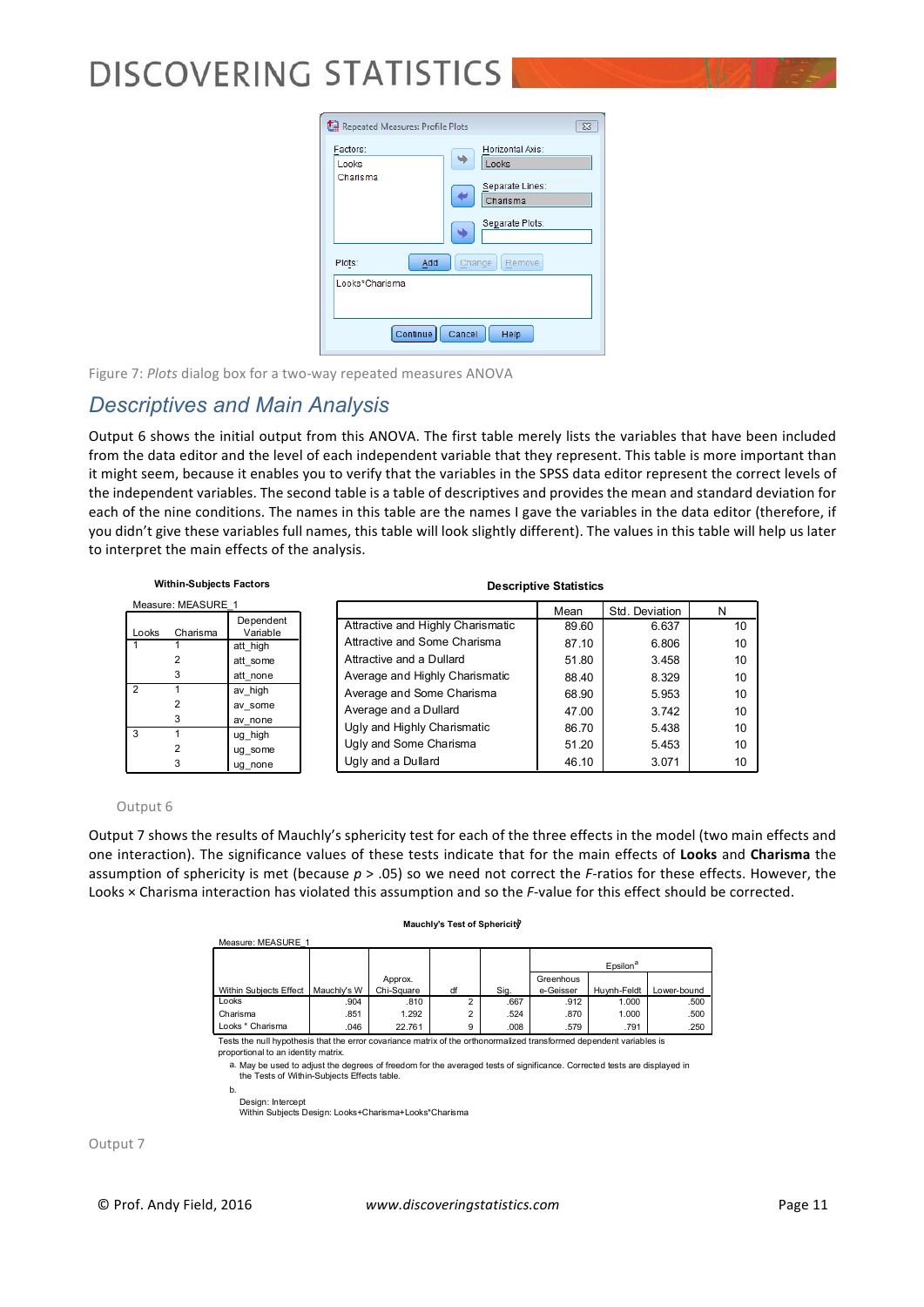Figure 7: *Plots* dialog box for a two-way repeated measures ANOVA

## Descriptives and Main Analysis

Output 6 shows the initial output from this ANOVA. The first table merely lists the variables that have been included from the data editor and the level of each independent variable that they represent. This table is more important than it might seem, because it enables you to verify that the variables in the SPSS data editor represent the correct levels of the independent variables. The second table is a table of descriptives and provides the mean and standard deviation for each of the nine conditions. The names in this table are the names I gave the variables in the data editor (therefore, if you didn't give these variables full names, this table will look slightly different). The values in this table will help us later to interpret the main effects of the analysis.

**Within-Subjects Factors**

Measure: MEASURE_1

| Looks | Charisma | Dependent Variable |
|---|---|---|
| 1 | 1 | att_high |
| | 2 | att_some |
| | 3 | att_none |
| 2 | 1 | av_high |
| | 2 | av_some |
| | 3 | av_none |
| 3 | 1 | ug_high |
| | 2 | ug_some |
| | 3 | ug_none |

**Descriptive Statistics**

| | Mean | Std. Deviation | N |
|---|---|---|---|
| Attractive and Highly Charismatic | 89.60 | 6.637 | 10 |
| Attractive and Some Charisma | 87.10 | 6.806 | 10 |
| Attractive and a Dullard | 51.80 | 3.458 | 10 |
| Average and Highly Charismatic | 88.40 | 8.329 | 10 |
| Average and Some Charisma | 68.90 | 5.953 | 10 |
| Average and a Dullard | 47.00 | 3.742 | 10 |
| Ugly and Highly Charismatic | 86.70 | 5.438 | 10 |
| Ugly and Some Charisma | 51.20 | 5.453 | 10 |
| Ugly and a Dullard | 46.10 | 3.071 | 10 |

Output 6

Output 7 shows the results of Mauchly's sphericity test for each of the three effects in the model (two main effects and one interaction). The significance values of these tests indicate that for the main effects of **Looks** and **Charisma** the assumption of sphericity is met (because $p > .05$) so we need not correct the $F$-ratios for these effects. However, the Looks × Charisma interaction has violated this assumption and so the $F$-value for this effect should be corrected.

**Mauchly's Test of Sphericity**[b]

Measure: MEASURE_1

| | | | | | Epsilon[a] | | |
|---|---|---|---|---|---|---|---|
| Within Subjects Effect | Mauchly's W | Approx. Chi-Square | df | Sig. | Greenhouse-Geisser | Huynh-Feldt | Lower-bound |
| Looks | .904 | .810 | 2 | .667 | .912 | 1.000 | .500 |
| Charisma | .851 | 1.292 | 2 | .524 | .870 | 1.000 | .500 |
| Looks * Charisma | .046 | 22.761 | 9 | .008 | .579 | .791 | .250 |

Tests the null hypothesis that the error covariance matrix of the orthonormalized transformed dependent variables is proportional to an identity matrix.

a. May be used to adjust the degrees of freedom for the averaged tests of significance. Corrected tests are displayed in the Tests of Within-Subjects Effects table.

b. Design: Intercept
Within Subjects Design: Looks+Charisma+Looks*Charisma

Output 7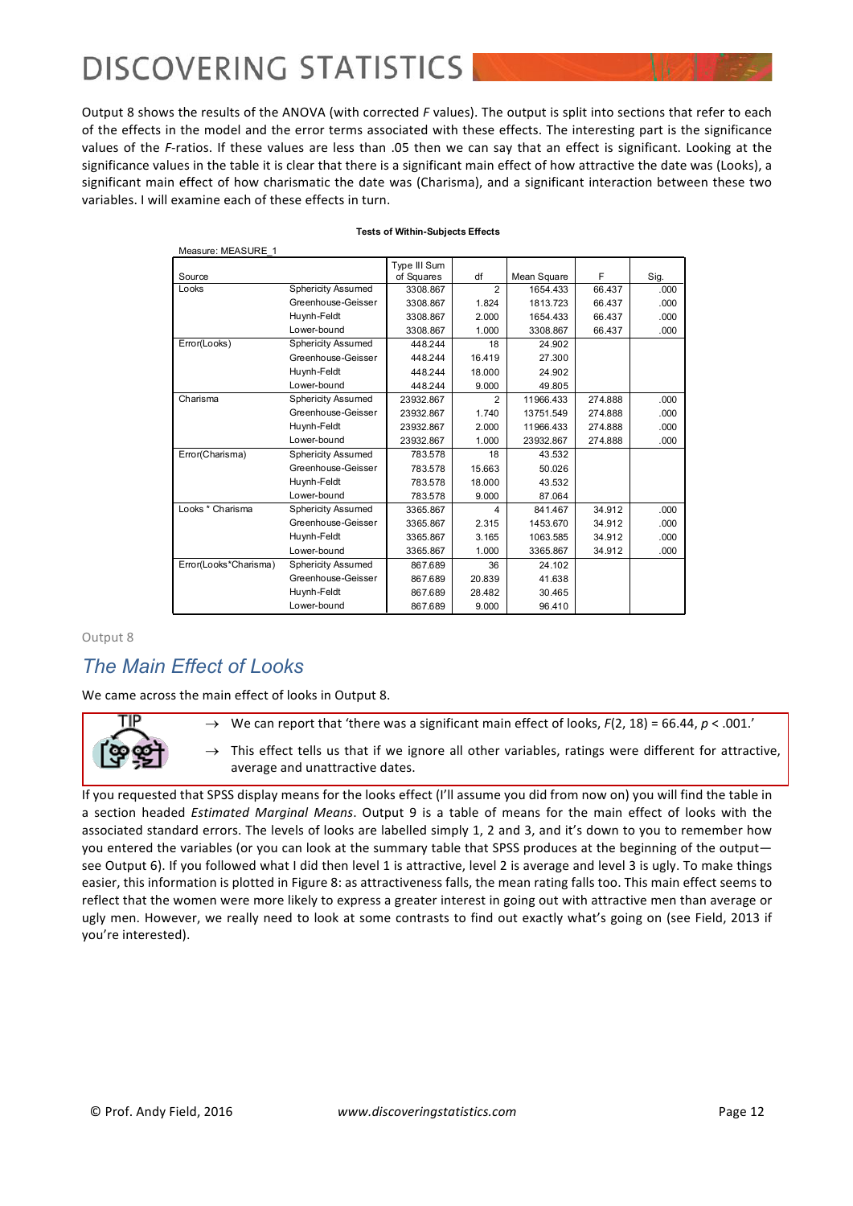Output 8 shows the results of the ANOVA (with corrected *F* values). The output is split into sections that refer to each of the effects in the model and the error terms associated with these effects. The interesting part is the significance values of the *F*-ratios. If these values are less than .05 then we can say that an effect is significant. Looking at the significance values in the table it is clear that there is a significant main effect of how attractive the date was (Looks), a significant main effect of how charismatic the date was (Charisma), and a significant interaction between these two variables. I will examine each of these effects in turn.

**Tests of Within-Subjects Effects**

Measure: MEASURE_1

| Source | | Type III Sum of Squares | df | Mean Square | F | Sig. |
|---|---|---|---|---|---|---|
| Looks | Sphericity Assumed | 3308.867 | 2 | 1654.433 | 66.437 | .000 |
| | Greenhouse-Geisser | 3308.867 | 1.824 | 1813.723 | 66.437 | .000 |
| | Huynh-Feldt | 3308.867 | 2.000 | 1654.433 | 66.437 | .000 |
| | Lower-bound | 3308.867 | 1.000 | 3308.867 | 66.437 | .000 |
| Error(Looks) | Sphericity Assumed | 448.244 | 18 | 24.902 | | |
| | Greenhouse-Geisser | 448.244 | 16.419 | 27.300 | | |
| | Huynh-Feldt | 448.244 | 18.000 | 24.902 | | |
| | Lower-bound | 448.244 | 9.000 | 49.805 | | |
| Charisma | Sphericity Assumed | 23932.867 | 2 | 11966.433 | 274.888 | .000 |
| | Greenhouse-Geisser | 23932.867 | 1.740 | 13751.549 | 274.888 | .000 |
| | Huynh-Feldt | 23932.867 | 2.000 | 11966.433 | 274.888 | .000 |
| | Lower-bound | 23932.867 | 1.000 | 23932.867 | 274.888 | .000 |
| Error(Charisma) | Sphericity Assumed | 783.578 | 18 | 43.532 | | |
| | Greenhouse-Geisser | 783.578 | 15.663 | 50.026 | | |
| | Huynh-Feldt | 783.578 | 18.000 | 43.532 | | |
| | Lower-bound | 783.578 | 9.000 | 87.064 | | |
| Looks * Charisma | Sphericity Assumed | 3365.867 | 4 | 841.467 | 34.912 | .000 |
| | Greenhouse-Geisser | 3365.867 | 2.315 | 1453.670 | 34.912 | .000 |
| | Huynh-Feldt | 3365.867 | 3.165 | 1063.585 | 34.912 | .000 |
| | Lower-bound | 3365.867 | 1.000 | 3365.867 | 34.912 | .000 |
| Error(Looks*Charisma) | Sphericity Assumed | 867.689 | 36 | 24.102 | | |
| | Greenhouse-Geisser | 867.689 | 20.839 | 41.638 | | |
| | Huynh-Feldt | 867.689 | 28.482 | 30.465 | | |
| | Lower-bound | 867.689 | 9.000 | 96.410 | | |

Output 8

## The Main Effect of Looks

We came across the main effect of looks in Output 8.

TIP

- → We can report that 'there was a significant main effect of looks, $F(2, 18) = 66.44$, $p < .001$.'
- → This effect tells us that if we ignore all other variables, ratings were different for attractive, average and unattractive dates.

If you requested that SPSS display means for the looks effect (I'll assume you did from now on) you will find the table in a section headed *Estimated Marginal Means*. Output 9 is a table of means for the main effect of looks with the associated standard errors. The levels of looks are labelled simply 1, 2 and 3, and it's down to you to remember how you entered the variables (or you can look at the summary table that SPSS produces at the beginning of the output—see Output 6). If you followed what I did then level 1 is attractive, level 2 is average and level 3 is ugly. To make things easier, this information is plotted in Figure 8: as attractiveness falls, the mean rating falls too. This main effect seems to reflect that the women were more likely to express a greater interest in going out with attractive men than average or ugly men. However, we really need to look at some contrasts to find out exactly what's going on (see Field, 2013 if you're interested).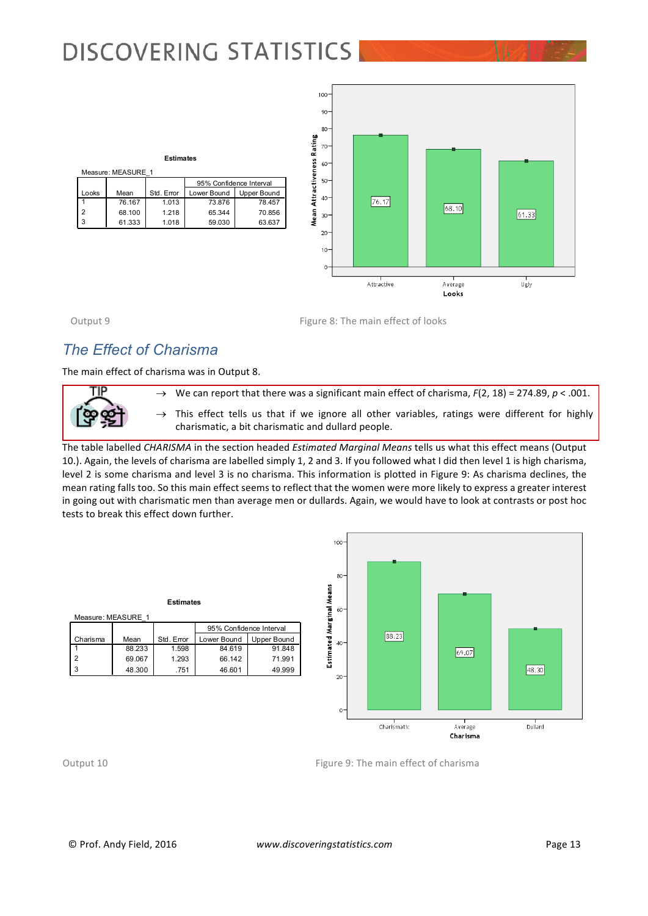**Estimates**

Measure: MEASURE_1

| Looks | Mean | Std. Error | 95% Confidence Interval | |
|---|---|---|---|---|
| | | | Lower Bound | Upper Bound |
| 1 | 76.167 | 1.013 | 73.876 | 78.457 |
| 2 | 68.100 | 1.218 | 65.344 | 70.856 |
| 3 | 61.333 | 1.018 | 59.030 | 63.637 |

Output 9

Figure 8: The main effect of looks

## The Effect of Charisma

The main effect of charisma was in Output 8.

> TIP
>
> → We can report that there was a significant main effect of charisma, $F(2, 18) = 274.89$, $p < .001$.
>
> → This effect tells us that if we ignore all other variables, ratings were different for highly charismatic, a bit charismatic and dullard people.

The table labelled *CHARISMA* in the section headed *Estimated Marginal Means* tells us what this effect means (Output 10.). Again, the levels of charisma are labelled simply 1, 2 and 3. If you followed what I did then level 1 is high charisma, level 2 is some charisma and level 3 is no charisma. This information is plotted in Figure 9: As charisma declines, the mean rating falls too. So this main effect seems to reflect that the women were more likely to express a greater interest in going out with charismatic men than average men or dullards. Again, we would have to look at contrasts or post hoc tests to break this effect down further.

**Estimates**

Measure: MEASURE_1

| Charisma | Mean | Std. Error | 95% Confidence Interval | |
|---|---|---|---|---|
| | | | Lower Bound | Upper Bound |
| 1 | 88.233 | 1.598 | 84.619 | 91.848 |
| 2 | 69.067 | 1.293 | 66.142 | 71.991 |
| 3 | 48.300 | .751 | 46.601 | 49.999 |

Output 10

Figure 9: The main effect of charisma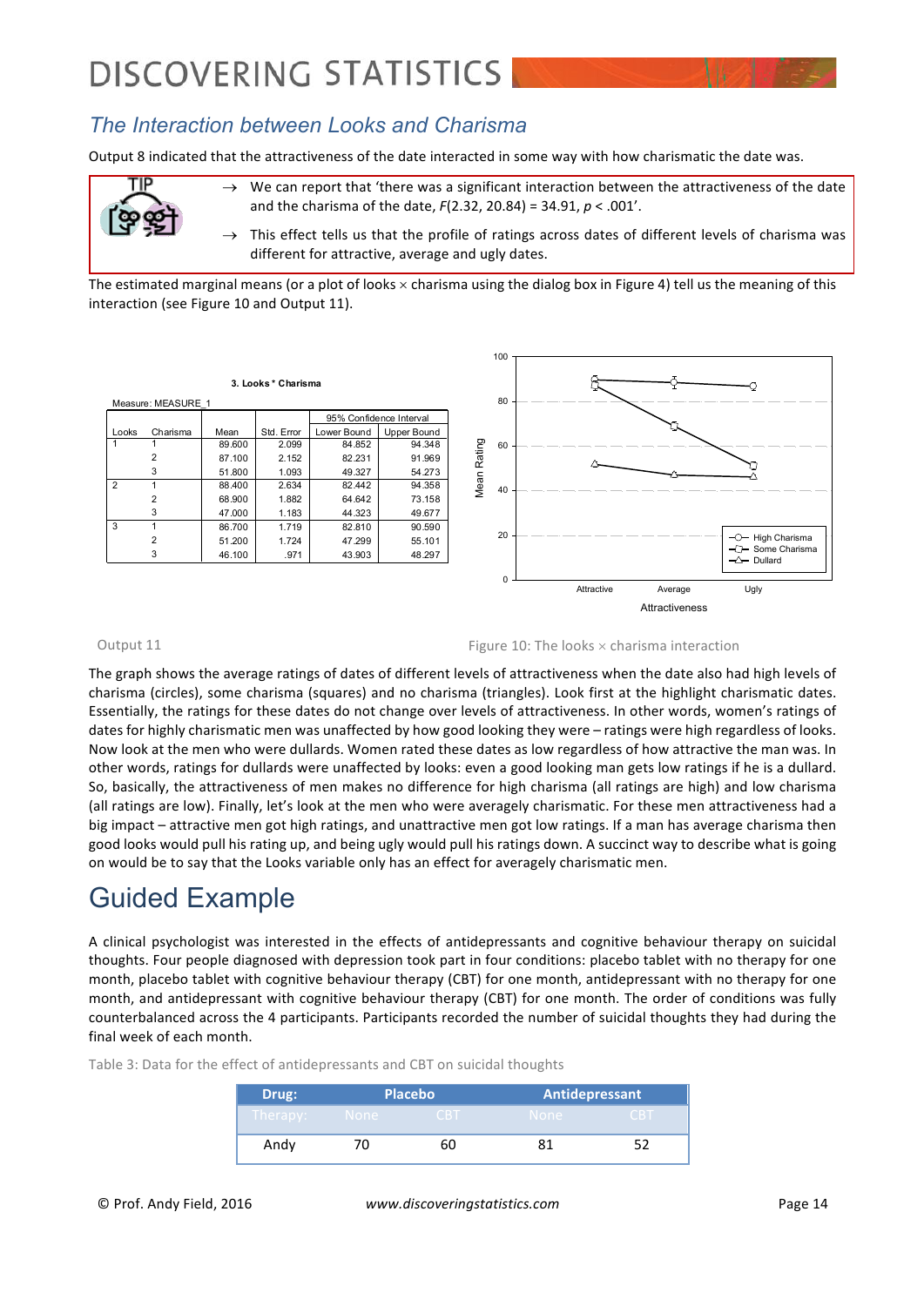## The Interaction between Looks and Charisma

Output 8 indicated that the attractiveness of the date interacted in some way with how charismatic the date was.

> **TIP**
>
> → We can report that 'there was a significant interaction between the attractiveness of the date and the charisma of the date, $F(2.32, 20.84) = 34.91$, $p < .001$'.
>
> → This effect tells us that the profile of ratings across dates of different levels of charisma was different for attractive, average and ugly dates.

The estimated marginal means (or a plot of looks × charisma using the dialog box in Figure 4) tell us the meaning of this interaction (see Figure 10 and Output 11).

**3. Looks * Charisma**

Measure: MEASURE_1

| Looks | Charisma | Mean | Std. Error | 95% Confidence Interval Lower Bound | Upper Bound |
|---|---|---|---|---|---|
| 1 | 1 | 89.600 | 2.099 | 84.852 | 94.348 |
| | 2 | 87.100 | 2.152 | 82.231 | 91.969 |
| | 3 | 51.800 | 1.093 | 49.327 | 54.273 |
| 2 | 1 | 88.400 | 2.634 | 82.442 | 94.358 |
| | 2 | 68.900 | 1.882 | 64.642 | 73.158 |
| | 3 | 47.000 | 1.183 | 44.323 | 49.677 |
| 3 | 1 | 86.700 | 1.719 | 82.810 | 90.590 |
| | 2 | 51.200 | 1.724 | 47.299 | 55.101 |
| | 3 | 46.100 | .971 | 43.903 | 48.297 |

Output 11

Figure 10: The looks × charisma interaction

The graph shows the average ratings of dates of different levels of attractiveness when the date also had high levels of charisma (circles), some charisma (squares) and no charisma (triangles). Look first at the highlight charismatic dates. Essentially, the ratings for these dates do not change over levels of attractiveness. In other words, women's ratings of dates for highly charismatic men was unaffected by how good looking they were – ratings were high regardless of looks. Now look at the men who were dullards. Women rated these dates as low regardless of how attractive the man was. In other words, ratings for dullards were unaffected by looks: even a good looking man gets low ratings if he is a dullard. So, basically, the attractiveness of men makes no difference for high charisma (all ratings are high) and low charisma (all ratings are low). Finally, let's look at the men who were averagely charismatic. For these men attractiveness had a big impact – attractive men got high ratings, and unattractive men got low ratings. If a man has average charisma then good looks would pull his rating up, and being ugly would pull his ratings down. A succinct way to describe what is going on would be to say that the Looks variable only has an effect for averagely charismatic men.

# Guided Example

A clinical psychologist was interested in the effects of antidepressants and cognitive behaviour therapy on suicidal thoughts. Four people diagnosed with depression took part in four conditions: placebo tablet with no therapy for one month, placebo tablet with cognitive behaviour therapy (CBT) for one month, antidepressant with no therapy for one month, and antidepressant with cognitive behaviour therapy (CBT) for one month. The order of conditions was fully counterbalanced across the 4 participants. Participants recorded the number of suicidal thoughts they had during the final week of each month.

Table 3: Data for the effect of antidepressants and CBT on suicidal thoughts

| Drug: | Placebo | | Antidepressant | |
|---|---|---|---|---|
| Therapy: | None | CBT | None | CBT |
| Andy | 70 | 60 | 81 | 52 |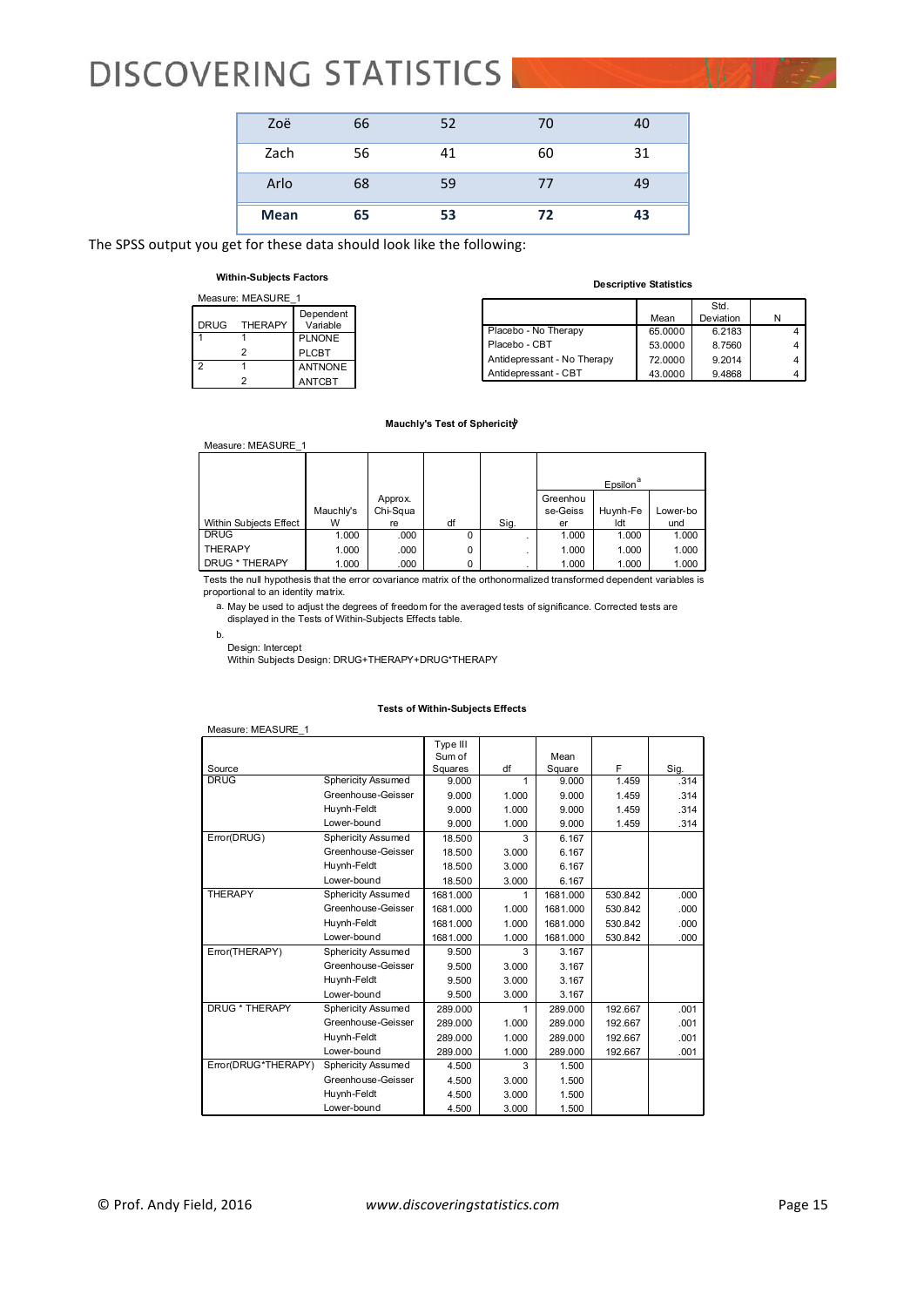| Zoë | 66 | 52 | 70 | 40 |
|---|---|---|---|---|
| Zach | 56 | 41 | 60 | 31 |
| Arlo | 68 | 59 | 77 | 49 |
| **Mean** | **65** | **53** | **72** | **43** |

The SPSS output you get for these data should look like the following:

**Within-Subjects Factors**

Measure: MEASURE_1

| DRUG | THERAPY | Dependent Variable |
|---|---|---|
| 1 | 1 | PLNONE |
| | 2 | PLCBT |
| 2 | 1 | ANTNONE |
| | 2 | ANTCBT |

**Descriptive Statistics**

| | Mean | Std. Deviation | N |
|---|---|---|---|
| Placebo - No Therapy | 65.0000 | 6.2183 | 4 |
| Placebo - CBT | 53.0000 | 8.7560 | 4 |
| Antidepressant - No Therapy | 72.0000 | 9.2014 | 4 |
| Antidepressant - CBT | 43.0000 | 9.4868 | 4 |

**Mauchly's Test of Sphericity[b]**

Measure: MEASURE_1

| | | | | | Epsilon[a] | | |
|---|---|---|---|---|---|---|---|
| Within Subjects Effect | Mauchly's W | Approx. Chi-Square | df | Sig. | Greenhouse-Geisser | Huynh-Feldt | Lower-bound |
| DRUG | 1.000 | .000 | 0 | . | 1.000 | 1.000 | 1.000 |
| THERAPY | 1.000 | .000 | 0 | . | 1.000 | 1.000 | 1.000 |
| DRUG * THERAPY | 1.000 | .000 | 0 | . | 1.000 | 1.000 | 1.000 |

Tests the null hypothesis that the error covariance matrix of the orthonormalized transformed dependent variables is proportional to an identity matrix.

a. May be used to adjust the degrees of freedom for the averaged tests of significance. Corrected tests are displayed in the Tests of Within-Subjects Effects table.

b.
Design: Intercept
Within Subjects Design: DRUG+THERAPY+DRUG*THERAPY

**Tests of Within-Subjects Effects**

Measure: MEASURE_1

| Source | | Type III Sum of Squares | df | Mean Square | F | Sig. |
|---|---|---|---|---|---|---|
| DRUG | Sphericity Assumed | 9.000 | 1 | 9.000 | 1.459 | .314 |
| | Greenhouse-Geisser | 9.000 | 1.000 | 9.000 | 1.459 | .314 |
| | Huynh-Feldt | 9.000 | 1.000 | 9.000 | 1.459 | .314 |
| | Lower-bound | 9.000 | 1.000 | 9.000 | 1.459 | .314 |
| Error(DRUG) | Sphericity Assumed | 18.500 | 3 | 6.167 | | |
| | Greenhouse-Geisser | 18.500 | 3.000 | 6.167 | | |
| | Huynh-Feldt | 18.500 | 3.000 | 6.167 | | |
| | Lower-bound | 18.500 | 3.000 | 6.167 | | |
| THERAPY | Sphericity Assumed | 1681.000 | 1 | 1681.000 | 530.842 | .000 |
| | Greenhouse-Geisser | 1681.000 | 1.000 | 1681.000 | 530.842 | .000 |
| | Huynh-Feldt | 1681.000 | 1.000 | 1681.000 | 530.842 | .000 |
| | Lower-bound | 1681.000 | 1.000 | 1681.000 | 530.842 | .000 |
| Error(THERAPY) | Sphericity Assumed | 9.500 | 3 | 3.167 | | |
| | Greenhouse-Geisser | 9.500 | 3.000 | 3.167 | | |
| | Huynh-Feldt | 9.500 | 3.000 | 3.167 | | |
| | Lower-bound | 9.500 | 3.000 | 3.167 | | |
| DRUG * THERAPY | Sphericity Assumed | 289.000 | 1 | 289.000 | 192.667 | .001 |
| | Greenhouse-Geisser | 289.000 | 1.000 | 289.000 | 192.667 | .001 |
| | Huynh-Feldt | 289.000 | 1.000 | 289.000 | 192.667 | .001 |
| | Lower-bound | 289.000 | 1.000 | 289.000 | 192.667 | .001 |
| Error(DRUG*THERAPY) | Sphericity Assumed | 4.500 | 3 | 1.500 | | |
| | Greenhouse-Geisser | 4.500 | 3.000 | 1.500 | | |
| | Huynh-Feldt | 4.500 | 3.000 | 1.500 | | |
| | Lower-bound | 4.500 | 3.000 | 1.500 | | |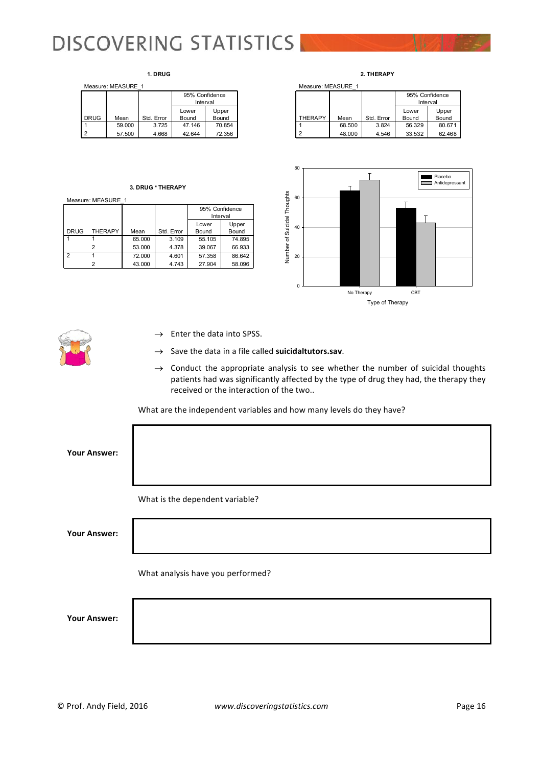**1. DRUG**

Measure: MEASURE_1

| DRUG | Mean | Std. Error | 95% Confidence Interval Lower Bound | 95% Confidence Interval Upper Bound |
|---|---|---|---|---|
| 1 | 59.000 | 3.725 | 47.146 | 70.854 |
| 2 | 57.500 | 4.668 | 42.644 | 72.356 |

**2. THERAPY**

Measure: MEASURE_1

| THERAPY | Mean | Std. Error | 95% Confidence Interval Lower Bound | 95% Confidence Interval Upper Bound |
|---|---|---|---|---|
| 1 | 68.500 | 3.824 | 56.329 | 80.671 |
| 2 | 48.000 | 4.546 | 33.532 | 62.468 |

**3. DRUG * THERAPY**

Measure: MEASURE_1

| DRUG | THERAPY | Mean | Std. Error | 95% Confidence Interval Lower Bound | 95% Confidence Interval Upper Bound |
|---|---|---|---|---|---|
| 1 | 1 | 65.000 | 3.109 | 55.105 | 74.895 |
| | 2 | 53.000 | 4.378 | 39.067 | 66.933 |
| 2 | 1 | 72.000 | 4.601 | 57.358 | 86.642 |
| | 2 | 43.000 | 4.743 | 27.904 | 58.096 |

- → Enter the data into SPSS.
- → Save the data in a file called **suicidaltutors.sav**.
- → Conduct the appropriate analysis to see whether the number of suicidal thoughts patients had was significantly affected by the type of drug they had, the therapy they received or the interaction of the two..

What are the independent variables and how many levels do they have?

**Your Answer:**

What is the dependent variable?

**Your Answer:**

What analysis have you performed?

**Your Answer:**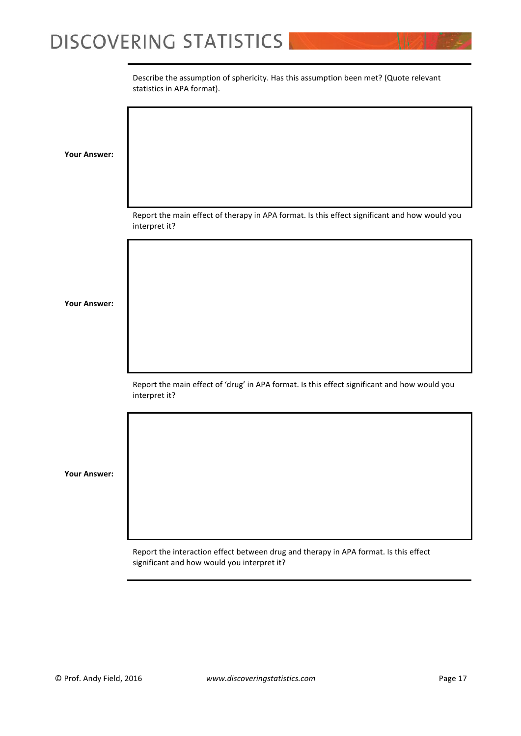Describe the assumption of sphericity. Has this assumption been met? (Quote relevant statistics in APA format).

| | |
|---|---|
| **Your Answer:** | |

Report the main effect of therapy in APA format. Is this effect significant and how would you interpret it?

| | |
|---|---|
| **Your Answer:** | |

Report the main effect of 'drug' in APA format. Is this effect significant and how would you interpret it?

| | |
|---|---|
| **Your Answer:** | |

Report the interaction effect between drug and therapy in APA format. Is this effect significant and how would you interpret it?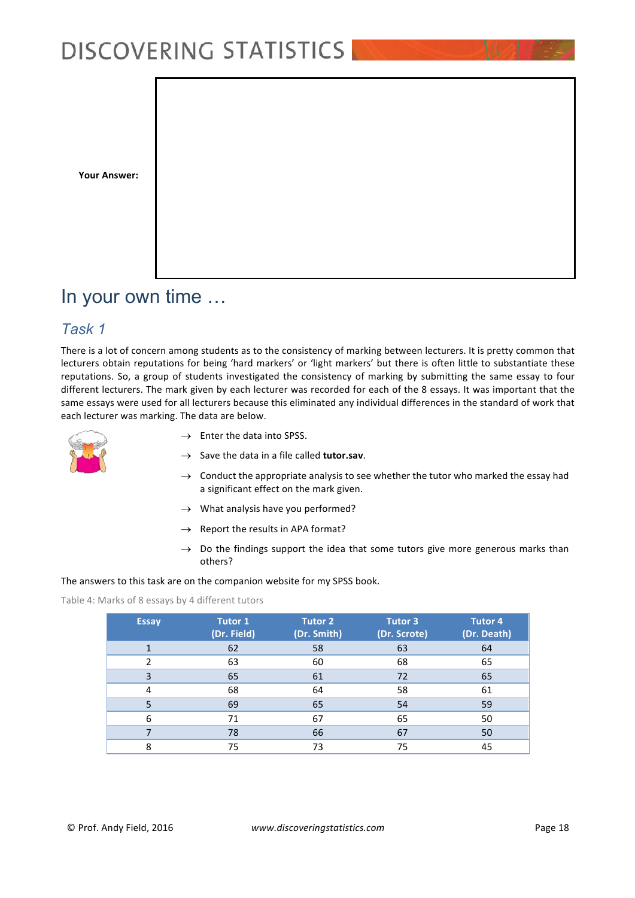**Your Answer:**

# In your own time …

## Task 1

There is a lot of concern among students as to the consistency of marking between lecturers. It is pretty common that lecturers obtain reputations for being 'hard markers' or 'light markers' but there is often little to substantiate these reputations. So, a group of students investigated the consistency of marking by submitting the same essay to four different lecturers. The mark given by each lecturer was recorded for each of the 8 essays. It was important that the same essays were used for all lecturers because this eliminated any individual differences in the standard of work that each lecturer was marking. The data are below.

→ Enter the data into SPSS.

→ Save the data in a file called **tutor.sav**.

→ Conduct the appropriate analysis to see whether the tutor who marked the essay had a significant effect on the mark given.

→ What analysis have you performed?

→ Report the results in APA format?

→ Do the findings support the idea that some tutors give more generous marks than others?

The answers to this task are on the companion website for my SPSS book.

Table 4: Marks of 8 essays by 4 different tutors

| Essay | Tutor 1 (Dr. Field) | Tutor 2 (Dr. Smith) | Tutor 3 (Dr. Scrote) | Tutor 4 (Dr. Death) |
|---|---|---|---|---|
| 1 | 62 | 58 | 63 | 64 |
| 2 | 63 | 60 | 68 | 65 |
| 3 | 65 | 61 | 72 | 65 |
| 4 | 68 | 64 | 58 | 61 |
| 5 | 69 | 65 | 54 | 59 |
| 6 | 71 | 67 | 65 | 50 |
| 7 | 78 | 66 | 67 | 50 |
| 8 | 75 | 73 | 75 | 45 |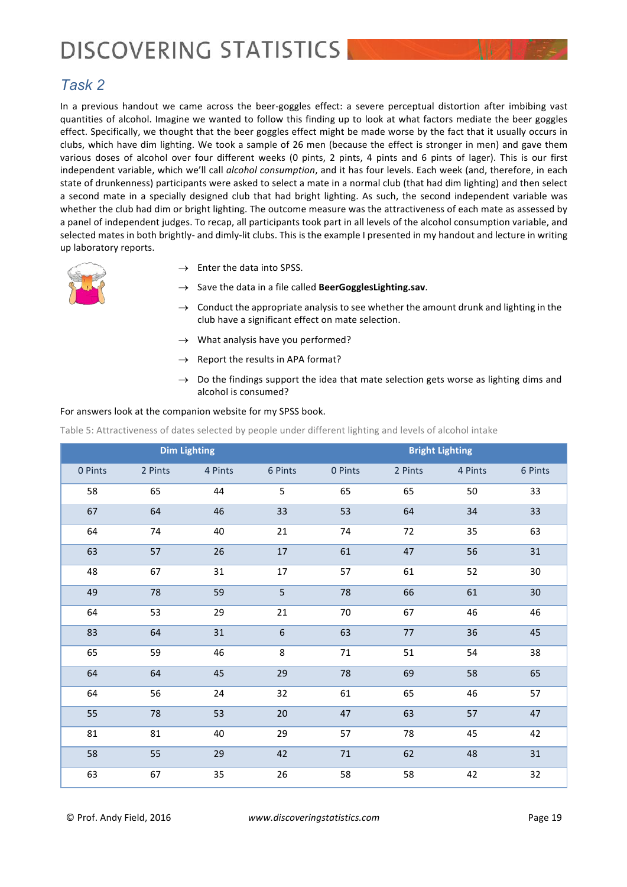## Task 2

In a previous handout we came across the beer-goggles effect: a severe perceptual distortion after imbibing vast quantities of alcohol. Imagine we wanted to follow this finding up to look at what factors mediate the beer goggles effect. Specifically, we thought that the beer goggles effect might be made worse by the fact that it usually occurs in clubs, which have dim lighting. We took a sample of 26 men (because the effect is stronger in men) and gave them various doses of alcohol over four different weeks (0 pints, 2 pints, 4 pints and 6 pints of lager). This is our first independent variable, which we'll call *alcohol consumption*, and it has four levels. Each week (and, therefore, in each state of drunkenness) participants were asked to select a mate in a normal club (that had dim lighting) and then select a second mate in a specially designed club that had bright lighting. As such, the second independent variable was whether the club had dim or bright lighting. The outcome measure was the attractiveness of each mate as assessed by a panel of independent judges. To recap, all participants took part in all levels of the alcohol consumption variable, and selected mates in both brightly- and dimly-lit clubs. This is the example I presented in my handout and lecture in writing up laboratory reports.

- → Enter the data into SPSS.
- → Save the data in a file called **BeerGogglesLighting.sav**.
- → Conduct the appropriate analysis to see whether the amount drunk and lighting in the club have a significant effect on mate selection.
- → What analysis have you performed?
- → Report the results in APA format?
- → Do the findings support the idea that mate selection gets worse as lighting dims and alcohol is consumed?

For answers look at the companion website for my SPSS book.

Table 5: Attractiveness of dates selected by people under different lighting and levels of alcohol intake

| Dim Lighting | | | | Bright Lighting | | | |
|---|---|---|---|---|---|---|---|
| 0 Pints | 2 Pints | 4 Pints | 6 Pints | 0 Pints | 2 Pints | 4 Pints | 6 Pints |
| 58 | 65 | 44 | 5 | 65 | 65 | 50 | 33 |
| 67 | 64 | 46 | 33 | 53 | 64 | 34 | 33 |
| 64 | 74 | 40 | 21 | 74 | 72 | 35 | 63 |
| 63 | 57 | 26 | 17 | 61 | 47 | 56 | 31 |
| 48 | 67 | 31 | 17 | 57 | 61 | 52 | 30 |
| 49 | 78 | 59 | 5 | 78 | 66 | 61 | 30 |
| 64 | 53 | 29 | 21 | 70 | 67 | 46 | 46 |
| 83 | 64 | 31 | 6 | 63 | 77 | 36 | 45 |
| 65 | 59 | 46 | 8 | 71 | 51 | 54 | 38 |
| 64 | 64 | 45 | 29 | 78 | 69 | 58 | 65 |
| 64 | 56 | 24 | 32 | 61 | 65 | 46 | 57 |
| 55 | 78 | 53 | 20 | 47 | 63 | 57 | 47 |
| 81 | 81 | 40 | 29 | 57 | 78 | 45 | 42 |
| 58 | 55 | 29 | 42 | 71 | 62 | 48 | 31 |
| 63 | 67 | 35 | 26 | 58 | 58 | 42 | 32 |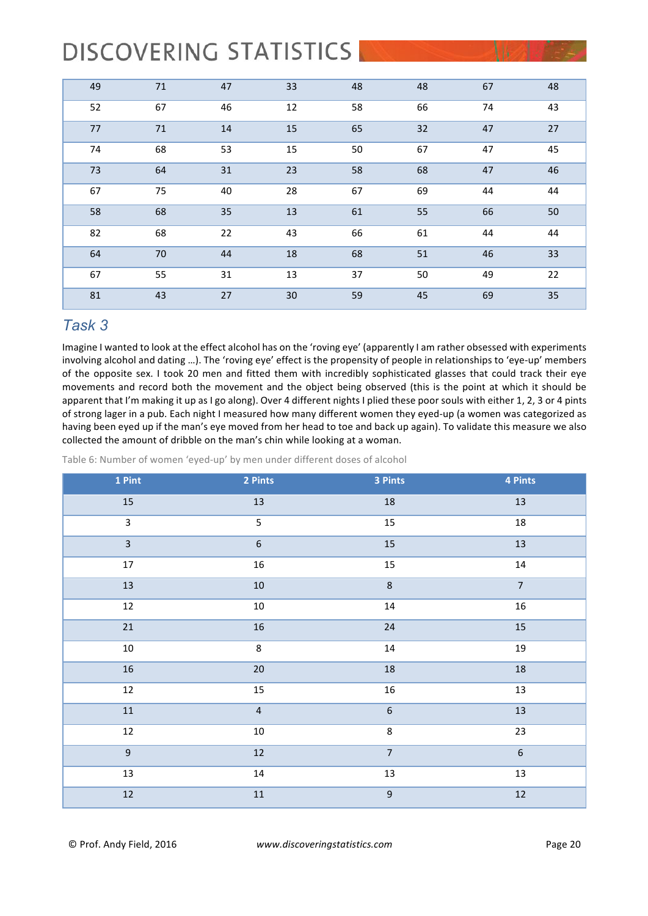| 49 | 71 | 47 | 33 | 48 | 48 | 67 | 48 |
|---|---|---|---|---|---|---|---|
| 52 | 67 | 46 | 12 | 58 | 66 | 74 | 43 |
| 77 | 71 | 14 | 15 | 65 | 32 | 47 | 27 |
| 74 | 68 | 53 | 15 | 50 | 67 | 47 | 45 |
| 73 | 64 | 31 | 23 | 58 | 68 | 47 | 46 |
| 67 | 75 | 40 | 28 | 67 | 69 | 44 | 44 |
| 58 | 68 | 35 | 13 | 61 | 55 | 66 | 50 |
| 82 | 68 | 22 | 43 | 66 | 61 | 44 | 44 |
| 64 | 70 | 44 | 18 | 68 | 51 | 46 | 33 |
| 67 | 55 | 31 | 13 | 37 | 50 | 49 | 22 |
| 81 | 43 | 27 | 30 | 59 | 45 | 69 | 35 |

## Task 3

Imagine I wanted to look at the effect alcohol has on the 'roving eye' (apparently I am rather obsessed with experiments involving alcohol and dating …). The 'roving eye' effect is the propensity of people in relationships to 'eye-up' members of the opposite sex. I took 20 men and fitted them with incredibly sophisticated glasses that could track their eye movements and record both the movement and the object being observed (this is the point at which it should be apparent that I'm making it up as I go along). Over 4 different nights I plied these poor souls with either 1, 2, 3 or 4 pints of strong lager in a pub. Each night I measured how many different women they eyed-up (a women was categorized as having been eyed up if the man's eye moved from her head to toe and back up again). To validate this measure we also collected the amount of dribble on the man's chin while looking at a woman.

Table 6: Number of women 'eyed-up' by men under different doses of alcohol

| 1 Pint | 2 Pints | 3 Pints | 4 Pints |
|---|---|---|---|
| 15 | 13 | 18 | 13 |
| 3 | 5 | 15 | 18 |
| 3 | 6 | 15 | 13 |
| 17 | 16 | 15 | 14 |
| 13 | 10 | 8 | 7 |
| 12 | 10 | 14 | 16 |
| 21 | 16 | 24 | 15 |
| 10 | 8 | 14 | 19 |
| 16 | 20 | 18 | 18 |
| 12 | 15 | 16 | 13 |
| 11 | 4 | 6 | 13 |
| 12 | 10 | 8 | 23 |
| 9 | 12 | 7 | 6 |
| 13 | 14 | 13 | 13 |
| 12 | 11 | 9 | 12 |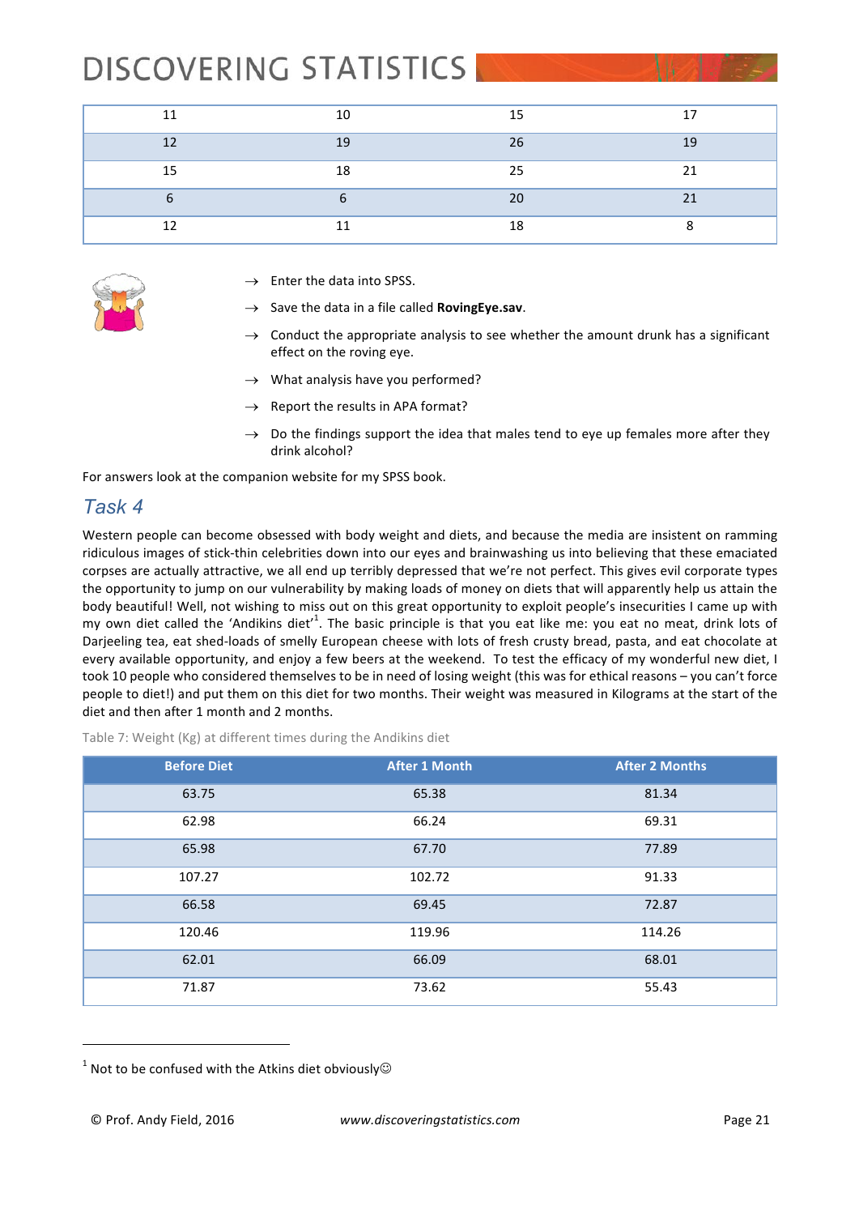| 11 | 10 | 15 | 17 |
|---|---|---|---|
| 12 | 19 | 26 | 19 |
| 15 | 18 | 25 | 21 |
| 6 | 6 | 20 | 21 |
| 12 | 11 | 18 | 8 |

- → Enter the data into SPSS.
- → Save the data in a file called **RovingEye.sav**.
- → Conduct the appropriate analysis to see whether the amount drunk has a significant effect on the roving eye.
- → What analysis have you performed?
- → Report the results in APA format?
- → Do the findings support the idea that males tend to eye up females more after they drink alcohol?

For answers look at the companion website for my SPSS book.

## *Task 4*

Western people can become obsessed with body weight and diets, and because the media are insistent on ramming ridiculous images of stick-thin celebrities down into our eyes and brainwashing us into believing that these emaciated corpses are actually attractive, we all end up terribly depressed that we're not perfect. This gives evil corporate types the opportunity to jump on our vulnerability by making loads of money on diets that will apparently help us attain the body beautiful! Well, not wishing to miss out on this great opportunity to exploit people's insecurities I came up with my own diet called the 'Andikins diet'[1]. The basic principle is that you eat like me: you eat no meat, drink lots of Darjeeling tea, eat shed-loads of smelly European cheese with lots of fresh crusty bread, pasta, and eat chocolate at every available opportunity, and enjoy a few beers at the weekend. To test the efficacy of my wonderful new diet, I took 10 people who considered themselves to be in need of losing weight (this was for ethical reasons – you can't force people to diet!) and put them on this diet for two months. Their weight was measured in Kilograms at the start of the diet and then after 1 month and 2 months.

Table 7: Weight (Kg) at different times during the Andikins diet

| Before Diet | After 1 Month | After 2 Months |
|---|---|---|
| 63.75 | 65.38 | 81.34 |
| 62.98 | 66.24 | 69.31 |
| 65.98 | 67.70 | 77.89 |
| 107.27 | 102.72 | 91.33 |
| 66.58 | 69.45 | 72.87 |
| 120.46 | 119.96 | 114.26 |
| 62.01 | 66.09 | 68.01 |
| 71.87 | 73.62 | 55.43 |

[1] Not to be confused with the Atkins diet obviously☺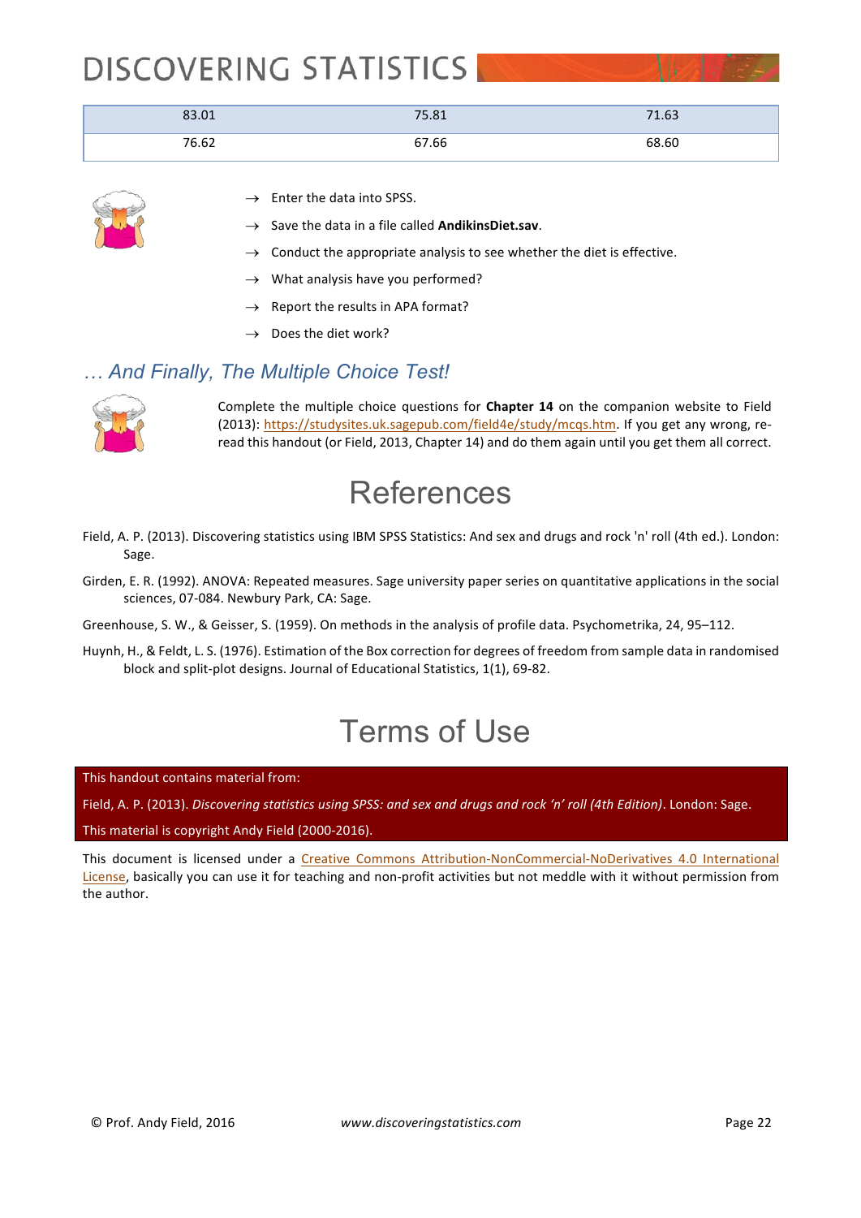| | | |
|---|---|---|
| 83.01 | 75.81 | 71.63 |
| 76.62 | 67.66 | 68.60 |

- → Enter the data into SPSS.
- → Save the data in a file called **AndikinsDiet.sav**.
- → Conduct the appropriate analysis to see whether the diet is effective.
- → What analysis have you performed?
- → Report the results in APA format?
- → Does the diet work?

## *… And Finally, The Multiple Choice Test!*

Complete the multiple choice questions for **Chapter 14** on the companion website to Field (2013): https://studysites.uk.sagepub.com/field4e/study/mcqs.htm. If you get any wrong, re-read this handout (or Field, 2013, Chapter 14) and do them again until you get them all correct.

# References

Field, A. P. (2013). Discovering statistics using IBM SPSS Statistics: And sex and drugs and rock 'n' roll (4th ed.). London: Sage.

Girden, E. R. (1992). ANOVA: Repeated measures. Sage university paper series on quantitative applications in the social sciences, 07-084. Newbury Park, CA: Sage.

Greenhouse, S. W., & Geisser, S. (1959). On methods in the analysis of profile data. Psychometrika, 24, 95–112.

Huynh, H., & Feldt, L. S. (1976). Estimation of the Box correction for degrees of freedom from sample data in randomised block and split-plot designs. Journal of Educational Statistics, 1(1), 69-82.

# Terms of Use

This handout contains material from:

Field, A. P. (2013). *Discovering statistics using SPSS: and sex and drugs and rock 'n' roll (4th Edition)*. London: Sage.

This material is copyright Andy Field (2000-2016).

This document is licensed under a Creative Commons Attribution-NonCommercial-NoDerivatives 4.0 International License, basically you can use it for teaching and non-profit activities but not meddle with it without permission from the author.